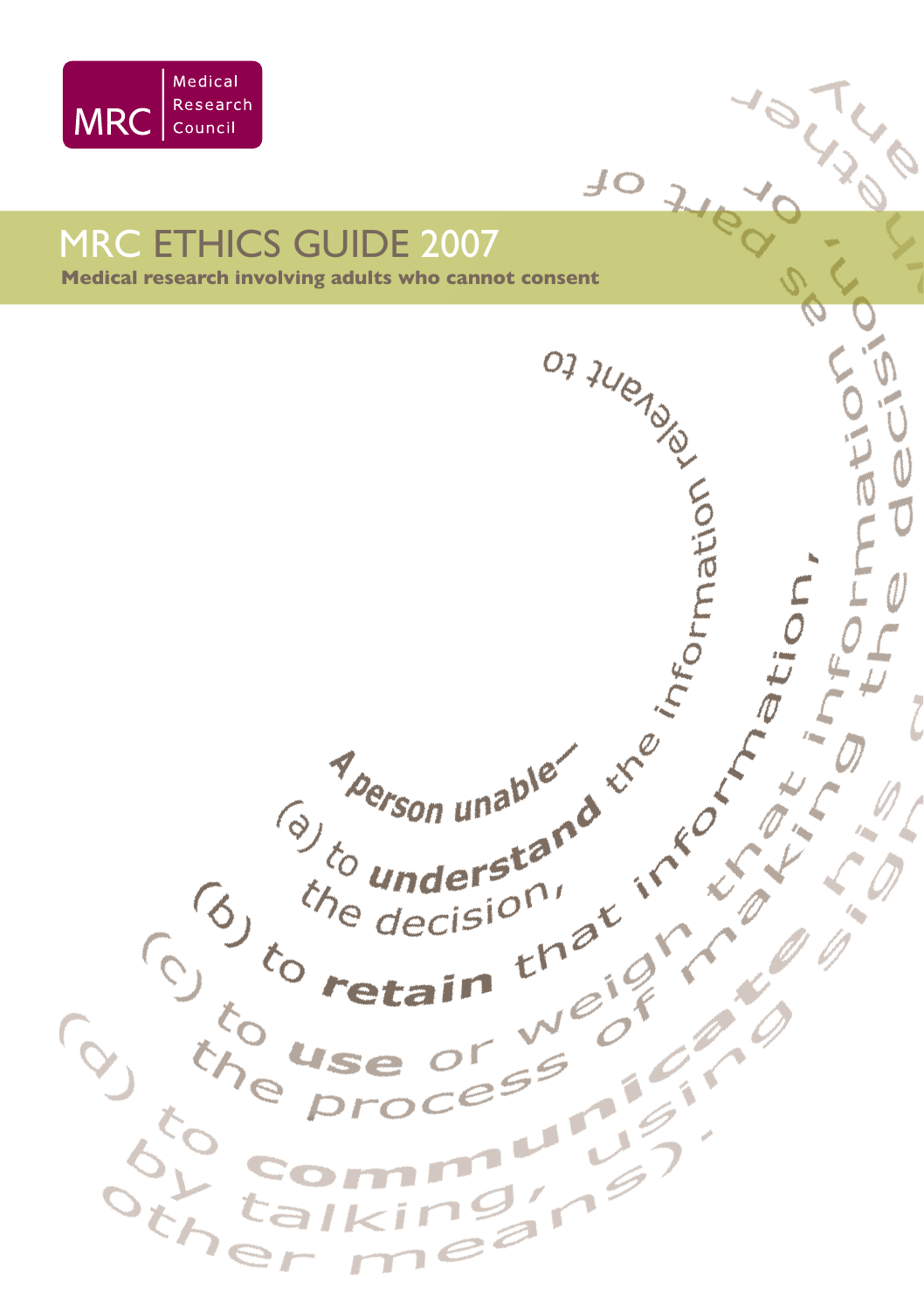Medical Research Council

MRC

# MRC ETHICS GUIDE 2007

**Medical research involving adults who cannot consent**

A person unable—

(a) to **understand** the information relevant to the decision,

(b) to **retain** that information,

(c) to **use** or weigh that information as part of the process of making the decision, or

(d) to **communicate** his decision (whether by talking, using sign language or any other means).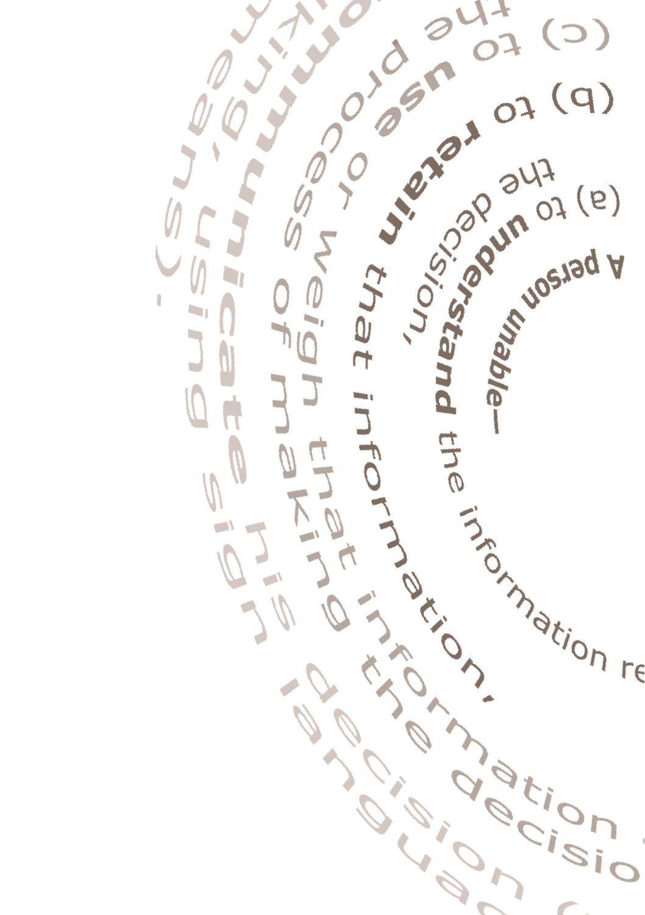A person unable—

(a) to understand the information re... the decision,

(b) to retain that information,

(c) to use or weigh that information ... process of making the decision ...

... communicate his decision ... king, using sign language ... means).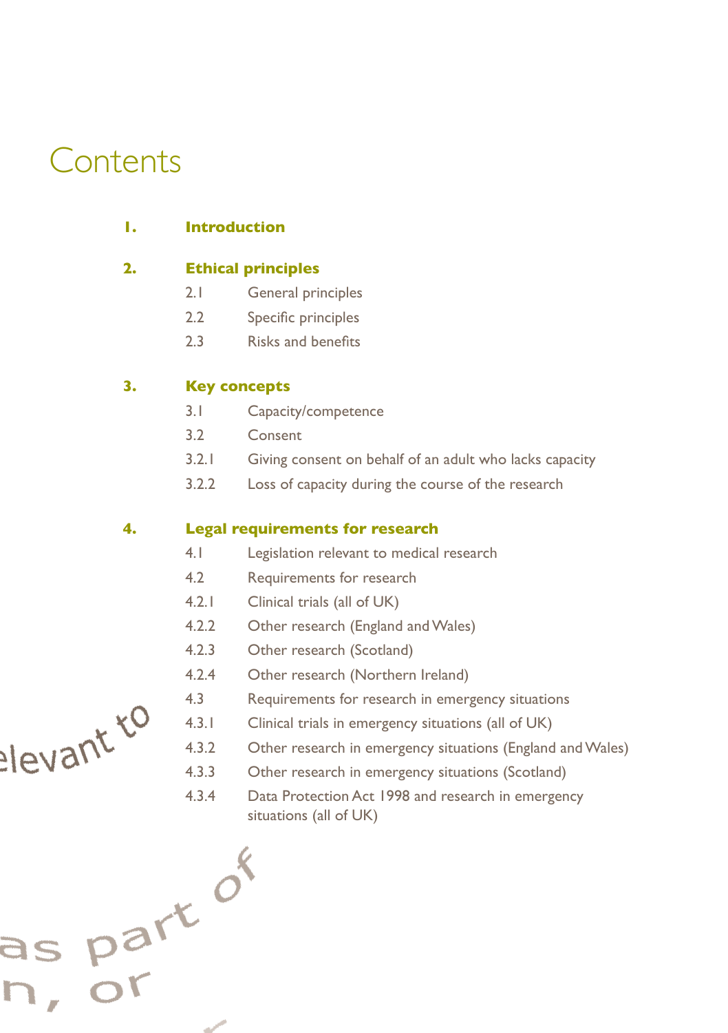# Contents

**1. Introduction**

**2. Ethical principles**

- 2.1 General principles
- 2.2 Specific principles
- 2.3 Risks and benefits

**3. Key concepts**

- 3.1 Capacity/competence
- 3.2 Consent
- 3.2.1 Giving consent on behalf of an adult who lacks capacity
- 3.2.2 Loss of capacity during the course of the research

**4. Legal requirements for research**

- 4.1 Legislation relevant to medical research
- 4.2 Requirements for research
- 4.2.1 Clinical trials (all of UK)
- 4.2.2 Other research (England and Wales)
- 4.2.3 Other research (Scotland)
- 4.2.4 Other research (Northern Ireland)
- 4.3 Requirements for research in emergency situations
- 4.3.1 Clinical trials in emergency situations (all of UK)
- 4.3.2 Other research in emergency situations (England and Wales)
- 4.3.3 Other research in emergency situations (Scotland)
- 4.3.4 Data Protection Act 1998 and research in emergency situations (all of UK)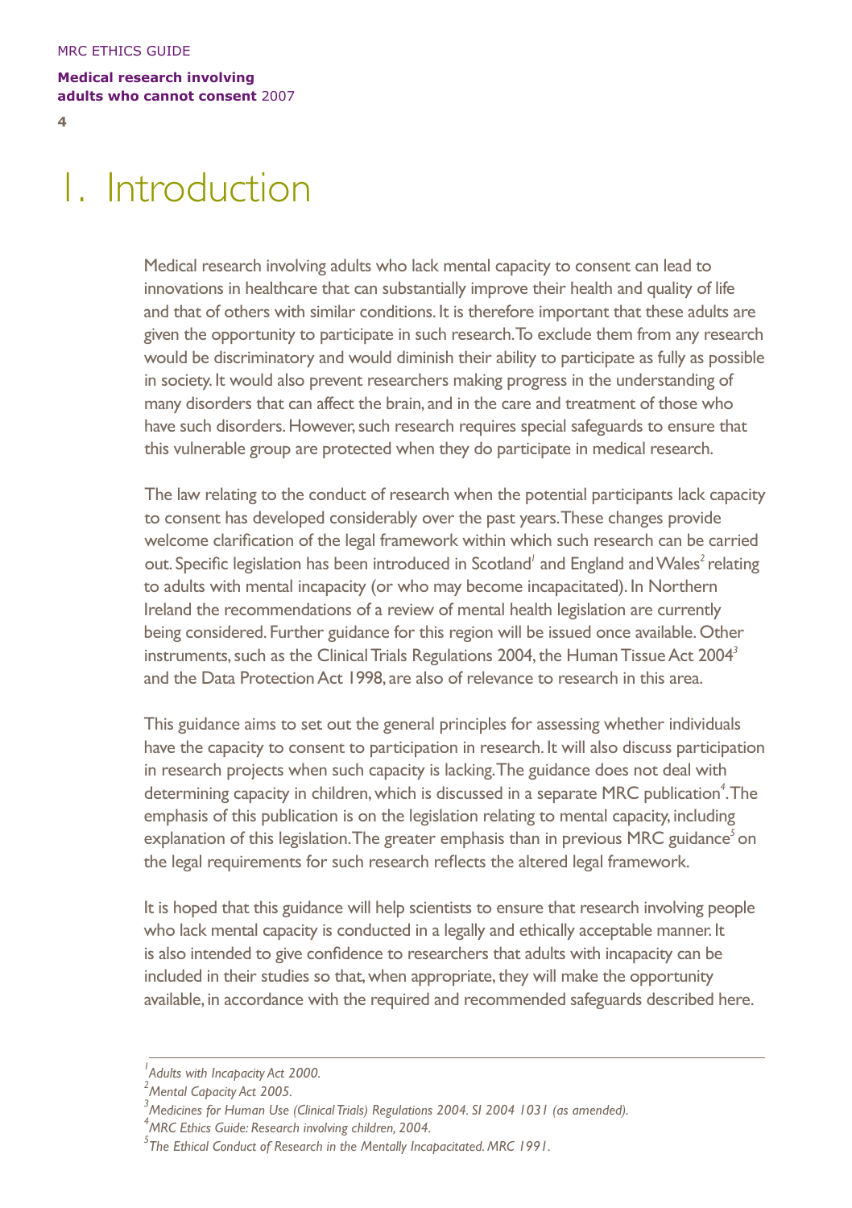# 1. Introduction

Medical research involving adults who lack mental capacity to consent can lead to innovations in healthcare that can substantially improve their health and quality of life and that of others with similar conditions. It is therefore important that these adults are given the opportunity to participate in such research. To exclude them from any research would be discriminatory and would diminish their ability to participate as fully as possible in society. It would also prevent researchers making progress in the understanding of many disorders that can affect the brain, and in the care and treatment of those who have such disorders. However, such research requires special safeguards to ensure that this vulnerable group are protected when they do participate in medical research.

The law relating to the conduct of research when the potential participants lack capacity to consent has developed considerably over the past years. These changes provide welcome clarification of the legal framework within which such research can be carried out. Specific legislation has been introduced in Scotland[1] and England and Wales[2] relating to adults with mental incapacity (or who may become incapacitated). In Northern Ireland the recommendations of a review of mental health legislation are currently being considered. Further guidance for this region will be issued once available. Other instruments, such as the Clinical Trials Regulations 2004, the Human Tissue Act 2004[3] and the Data Protection Act 1998, are also of relevance to research in this area.

This guidance aims to set out the general principles for assessing whether individuals have the capacity to consent to participation in research. It will also discuss participation in research projects when such capacity is lacking. The guidance does not deal with determining capacity in children, which is discussed in a separate MRC publication[4]. The emphasis of this publication is on the legislation relating to mental capacity, including explanation of this legislation. The greater emphasis than in previous MRC guidance[5] on the legal requirements for such research reflects the altered legal framework.

It is hoped that this guidance will help scientists to ensure that research involving people who lack mental capacity is conducted in a legally and ethically acceptable manner. It is also intended to give confidence to researchers that adults with incapacity can be included in their studies so that, when appropriate, they will make the opportunity available, in accordance with the required and recommended safeguards described here.

---

[1] *Adults with Incapacity Act 2000.*

[2] *Mental Capacity Act 2005.*

[3] *Medicines for Human Use (Clinical Trials) Regulations 2004. SI 2004 1031 (as amended).*

[4] *MRC Ethics Guide: Research involving children, 2004.*

[5] *The Ethical Conduct of Research in the Mentally Incapacitated. MRC 1991.*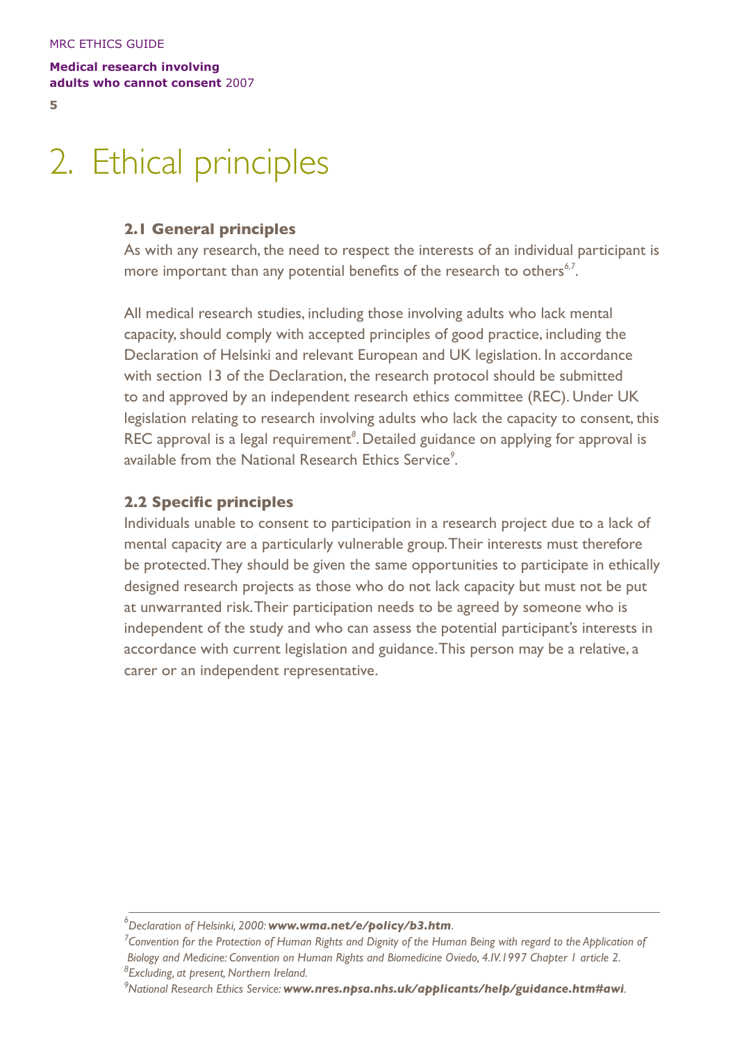# 2. Ethical principles

## 2.1 General principles

As with any research, the need to respect the interests of an individual participant is more important than any potential benefits of the research to others[6,7].

All medical research studies, including those involving adults who lack mental capacity, should comply with accepted principles of good practice, including the Declaration of Helsinki and relevant European and UK legislation. In accordance with section 13 of the Declaration, the research protocol should be submitted to and approved by an independent research ethics committee (REC). Under UK legislation relating to research involving adults who lack the capacity to consent, this REC approval is a legal requirement[8]. Detailed guidance on applying for approval is available from the National Research Ethics Service[9].

## 2.2 Specific principles

Individuals unable to consent to participation in a research project due to a lack of mental capacity are a particularly vulnerable group. Their interests must therefore be protected. They should be given the same opportunities to participate in ethically designed research projects as those who do not lack capacity but must not be put at unwarranted risk. Their participation needs to be agreed by someone who is independent of the study and who can assess the potential participant's interests in accordance with current legislation and guidance. This person may be a relative, a carer or an independent representative.

---

[6] *Declaration of Helsinki, 2000:* ***www.wma.net/e/policy/b3.htm***.

[7] *Convention for the Protection of Human Rights and Dignity of the Human Being with regard to the Application of Biology and Medicine: Convention on Human Rights and Biomedicine Oviedo, 4.IV.1997 Chapter 1 article 2.*

[8] *Excluding, at present, Northern Ireland.*

[9] *National Research Ethics Service:* ***www.nres.npsa.nhs.uk/applicants/help/guidance.htm#awi***.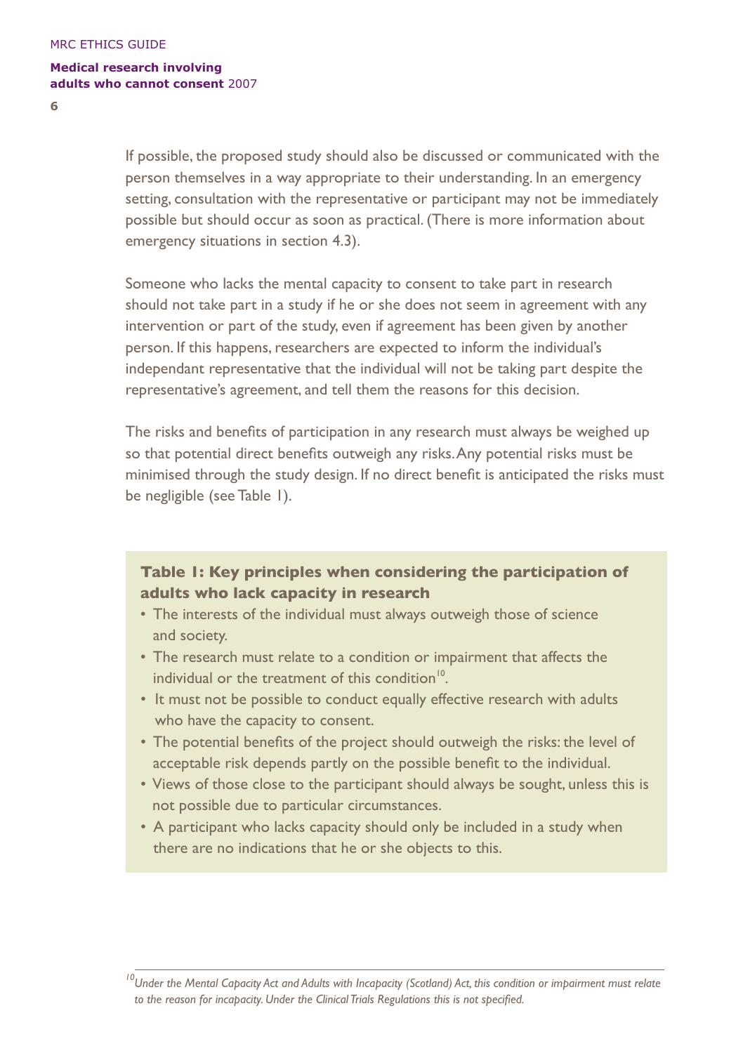If possible, the proposed study should also be discussed or communicated with the person themselves in a way appropriate to their understanding. In an emergency setting, consultation with the representative or participant may not be immediately possible but should occur as soon as practical. (There is more information about emergency situations in section 4.3).

Someone who lacks the mental capacity to consent to take part in research should not take part in a study if he or she does not seem in agreement with any intervention or part of the study, even if agreement has been given by another person. If this happens, researchers are expected to inform the individual's independant representative that the individual will not be taking part despite the representative's agreement, and tell them the reasons for this decision.

The risks and benefits of participation in any research must always be weighed up so that potential direct benefits outweigh any risks. Any potential risks must be minimised through the study design. If no direct benefit is anticipated the risks must be negligible (see Table 1).

**Table 1: Key principles when considering the participation of adults who lack capacity in research**

- The interests of the individual must always outweigh those of science and society.
- The research must relate to a condition or impairment that affects the individual or the treatment of this condition[10].
- It must not be possible to conduct equally effective research with adults who have the capacity to consent.
- The potential benefits of the project should outweigh the risks: the level of acceptable risk depends partly on the possible benefit to the individual.
- Views of those close to the participant should always be sought, unless this is not possible due to particular circumstances.
- A participant who lacks capacity should only be included in a study when there are no indications that he or she objects to this.

---

[10] *Under the Mental Capacity Act and Adults with Incapacity (Scotland) Act, this condition or impairment must relate to the reason for incapacity. Under the Clinical Trials Regulations this is not specified.*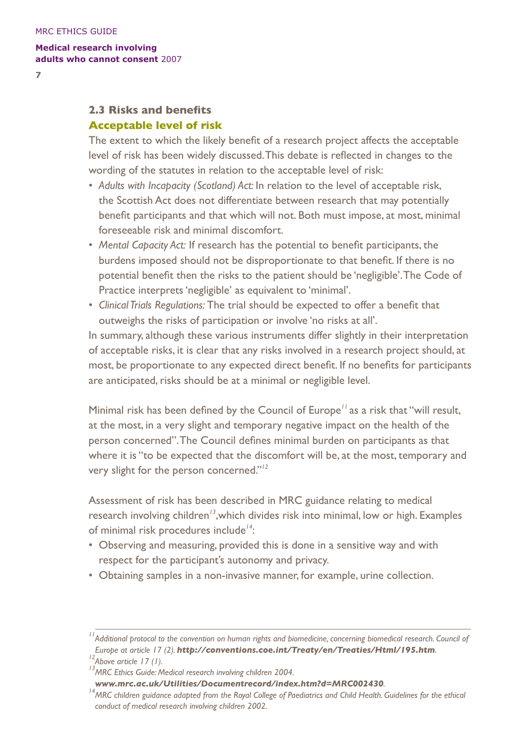## 2.3 Risks and benefits

### Acceptable level of risk

The extent to which the likely benefit of a research project affects the acceptable level of risk has been widely discussed. This debate is reflected in changes to the wording of the statutes in relation to the acceptable level of risk:

- *Adults with Incapacity (Scotland) Act:* In relation to the level of acceptable risk, the Scottish Act does not differentiate between research that may potentially benefit participants and that which will not. Both must impose, at most, minimal foreseeable risk and minimal discomfort.
- *Mental Capacity Act:* If research has the potential to benefit participants, the burdens imposed should not be disproportionate to that benefit. If there is no potential benefit then the risks to the patient should be 'negligible'. The Code of Practice interprets 'negligible' as equivalent to 'minimal'.
- *Clinical Trials Regulations:* The trial should be expected to offer a benefit that outweighs the risks of participation or involve 'no risks at all'.

In summary, although these various instruments differ slightly in their interpretation of acceptable risks, it is clear that any risks involved in a research project should, at most, be proportionate to any expected direct benefit. If no benefits for participants are anticipated, risks should be at a minimal or negligible level.

Minimal risk has been defined by the Council of Europe[11] as a risk that "will result, at the most, in a very slight and temporary negative impact on the health of the person concerned". The Council defines minimal burden on participants as that where it is "to be expected that the discomfort will be, at the most, temporary and very slight for the person concerned."[12]

Assessment of risk has been described in MRC guidance relating to medical research involving children[13],which divides risk into minimal, low or high. Examples of minimal risk procedures include[14]:

- Observing and measuring, provided this is done in a sensitive way and with respect for the participant's autonomy and privacy.
- Obtaining samples in a non-invasive manner, for example, urine collection.

---

[11] *Additional protocol to the convention on human rights and biomedicine, concerning biomedical research. Council of Europe at article 17 (2).* ***http://conventions.coe.int/Treaty/en/Treaties/Html/195.htm***.

[12] *Above article 17 (1).*

[13] *MRC Ethics Guide: Medical research involving children 2004.* ***www.mrc.ac.uk/Utilities/Documentrecord/index.htm?d=MRC002430***.

[14] *MRC children guidance adapted from the Royal College of Paediatrics and Child Health. Guidelines for the ethical conduct of medical research involving children 2002.*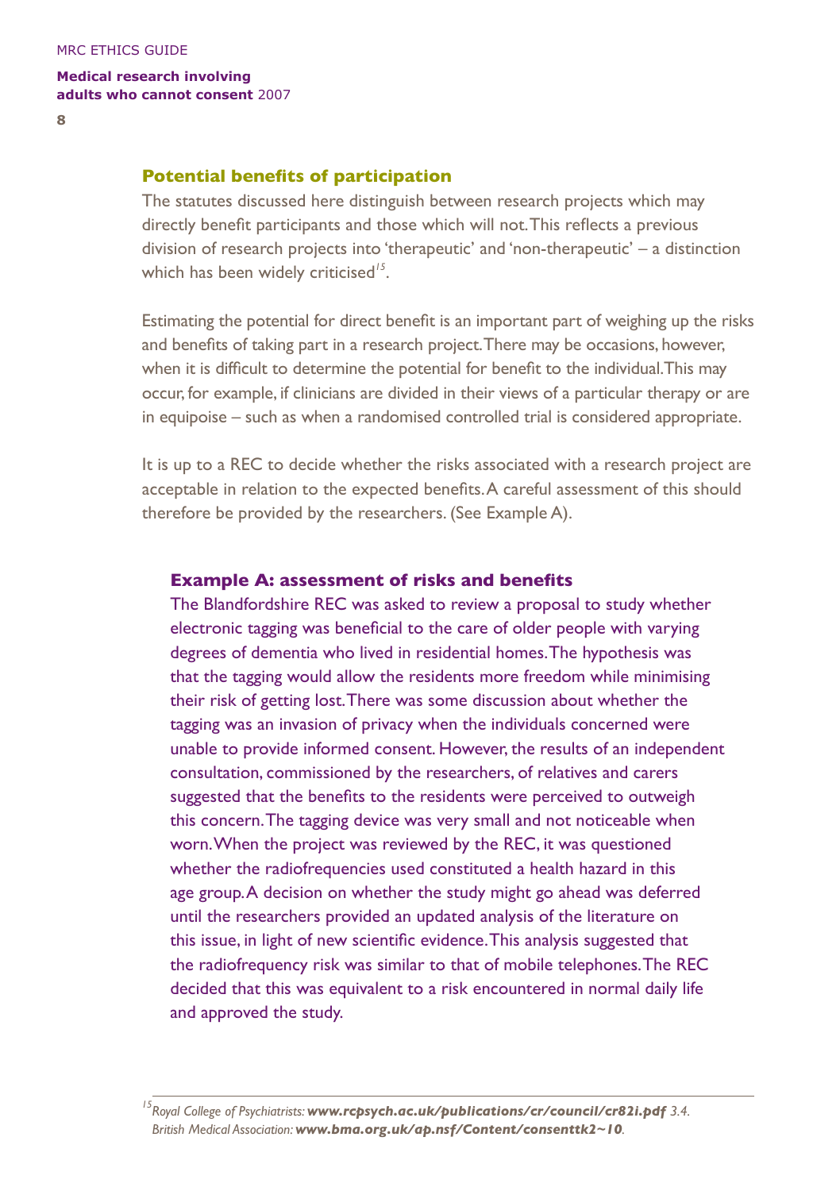## Potential benefits of participation

The statutes discussed here distinguish between research projects which may directly benefit participants and those which will not. This reflects a previous division of research projects into 'therapeutic' and 'non-therapeutic' – a distinction which has been widely criticised[15].

Estimating the potential for direct benefit is an important part of weighing up the risks and benefits of taking part in a research project. There may be occasions, however, when it is difficult to determine the potential for benefit to the individual. This may occur, for example, if clinicians are divided in their views of a particular therapy or are in equipoise – such as when a randomised controlled trial is considered appropriate.

It is up to a REC to decide whether the risks associated with a research project are acceptable in relation to the expected benefits. A careful assessment of this should therefore be provided by the researchers. (See Example A).

### Example A: assessment of risks and benefits

The Blandfordshire REC was asked to review a proposal to study whether electronic tagging was beneficial to the care of older people with varying degrees of dementia who lived in residential homes. The hypothesis was that the tagging would allow the residents more freedom while minimising their risk of getting lost. There was some discussion about whether the tagging was an invasion of privacy when the individuals concerned were unable to provide informed consent. However, the results of an independent consultation, commissioned by the researchers, of relatives and carers suggested that the benefits to the residents were perceived to outweigh this concern. The tagging device was very small and not noticeable when worn. When the project was reviewed by the REC, it was questioned whether the radiofrequencies used constituted a health hazard in this age group. A decision on whether the study might go ahead was deferred until the researchers provided an updated analysis of the literature on this issue, in light of new scientific evidence. This analysis suggested that the radiofrequency risk was similar to that of mobile telephones. The REC decided that this was equivalent to a risk encountered in normal daily life and approved the study.

---

[15] *Royal College of Psychiatrists:* ***www.rcpsych.ac.uk/publications/cr/council/cr82i.pdf*** *3.4.*
*British Medical Association:* ***www.bma.org.uk/ap.nsf/Content/consenttk2~10***.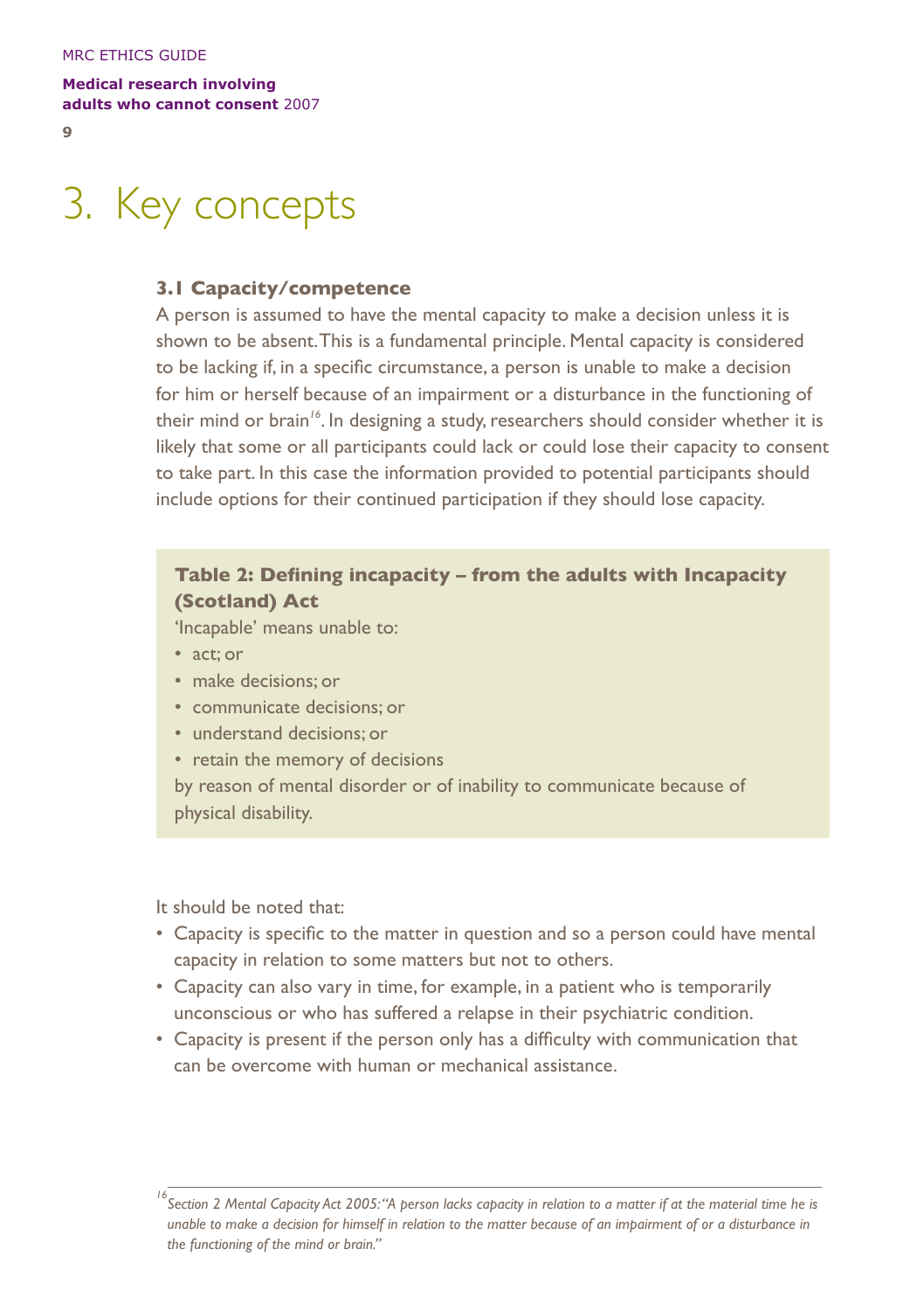# 3. Key concepts

### 3.1 Capacity/competence

A person is assumed to have the mental capacity to make a decision unless it is shown to be absent. This is a fundamental principle. Mental capacity is considered to be lacking if, in a specific circumstance, a person is unable to make a decision for him or herself because of an impairment or a disturbance in the functioning of their mind or brain[16]. In designing a study, researchers should consider whether it is likely that some or all participants could lack or could lose their capacity to consent to take part. In this case the information provided to potential participants should include options for their continued participation if they should lose capacity.

**Table 2: Defining incapacity – from the adults with Incapacity (Scotland) Act**

'Incapable' means unable to:

- act; or
- make decisions; or
- communicate decisions; or
- understand decisions; or
- retain the memory of decisions

by reason of mental disorder or of inability to communicate because of physical disability.

It should be noted that:

- Capacity is specific to the matter in question and so a person could have mental capacity in relation to some matters but not to others.
- Capacity can also vary in time, for example, in a patient who is temporarily unconscious or who has suffered a relapse in their psychiatric condition.
- Capacity is present if the person only has a difficulty with communication that can be overcome with human or mechanical assistance.

---

[16] *Section 2 Mental Capacity Act 2005: "A person lacks capacity in relation to a matter if at the material time he is unable to make a decision for himself in relation to the matter because of an impairment of or a disturbance in the functioning of the mind or brain."*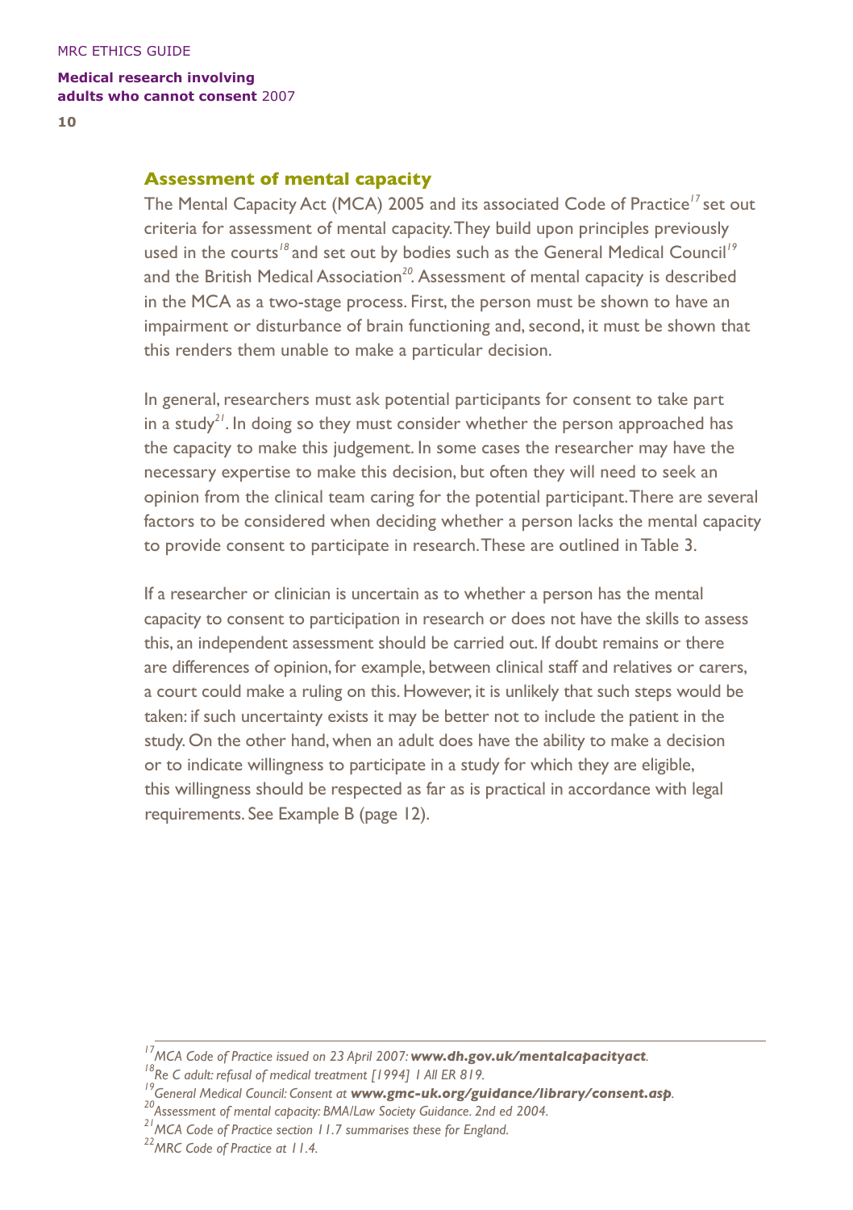## Assessment of mental capacity

The Mental Capacity Act (MCA) 2005 and its associated Code of Practice[17] set out criteria for assessment of mental capacity. They build upon principles previously used in the courts[18] and set out by bodies such as the General Medical Council[19] and the British Medical Association[20]. Assessment of mental capacity is described in the MCA as a two-stage process. First, the person must be shown to have an impairment or disturbance of brain functioning and, second, it must be shown that this renders them unable to make a particular decision.

In general, researchers must ask potential participants for consent to take part in a study[21]. In doing so they must consider whether the person approached has the capacity to make this judgement. In some cases the researcher may have the necessary expertise to make this decision, but often they will need to seek an opinion from the clinical team caring for the potential participant. There are several factors to be considered when deciding whether a person lacks the mental capacity to provide consent to participate in research. These are outlined in Table 3.

If a researcher or clinician is uncertain as to whether a person has the mental capacity to consent to participation in research or does not have the skills to assess this, an independent assessment should be carried out. If doubt remains or there are differences of opinion, for example, between clinical staff and relatives or carers, a court could make a ruling on this. However, it is unlikely that such steps would be taken: if such uncertainty exists it may be better not to include the patient in the study. On the other hand, when an adult does have the ability to make a decision or to indicate willingness to participate in a study for which they are eligible, this willingness should be respected as far as is practical in accordance with legal requirements. See Example B (page 12).

---

[17] *MCA Code of Practice issued on 23 April 2007:* ***www.dh.gov.uk/mentalcapacityact****.*

[18] *Re C adult: refusal of medical treatment [1994] 1 All ER 819.*

[19] *General Medical Council: Consent at* ***www.gmc-uk.org/guidance/library/consent.asp****.*

[20] *Assessment of mental capacity: BMA/Law Society Guidance. 2nd ed 2004.*

[21] *MCA Code of Practice section 11.7 summarises these for England.*

[22] *MRC Code of Practice at 11.4.*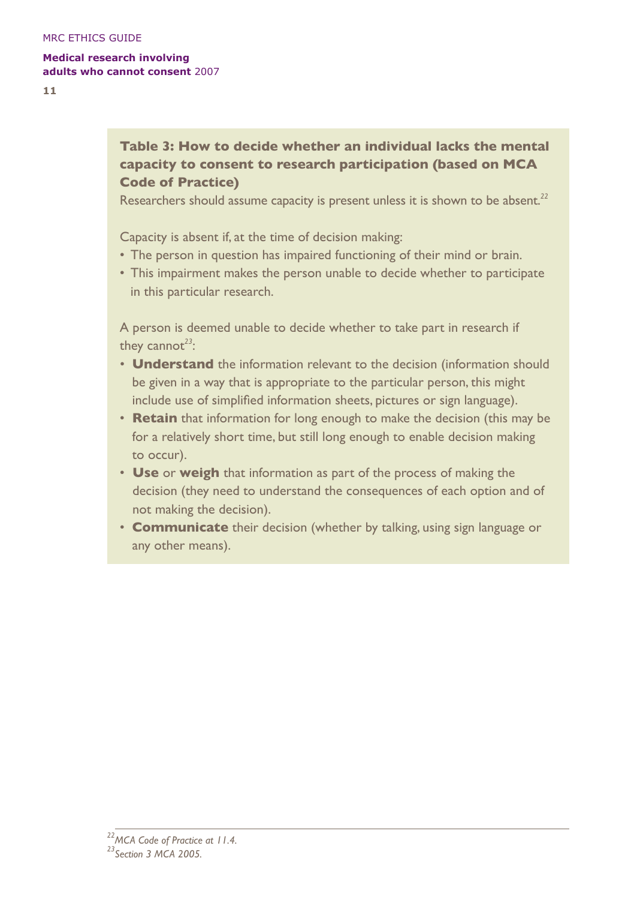### Table 3: How to decide whether an individual lacks the mental capacity to consent to research participation (based on MCA Code of Practice)

Researchers should assume capacity is present unless it is shown to be absent.[22]

Capacity is absent if, at the time of decision making:

- The person in question has impaired functioning of their mind or brain.
- This impairment makes the person unable to decide whether to participate in this particular research.

A person is deemed unable to decide whether to take part in research if they cannot[23]:

- **Understand** the information relevant to the decision (information should be given in a way that is appropriate to the particular person, this might include use of simplified information sheets, pictures or sign language).
- **Retain** that information for long enough to make the decision (this may be for a relatively short time, but still long enough to enable decision making to occur).
- **Use** or **weigh** that information as part of the process of making the decision (they need to understand the consequences of each option and of not making the decision).
- **Communicate** their decision (whether by talking, using sign language or any other means).

---

[22] *MCA Code of Practice at 11.4.*
[23] *Section 3 MCA 2005.*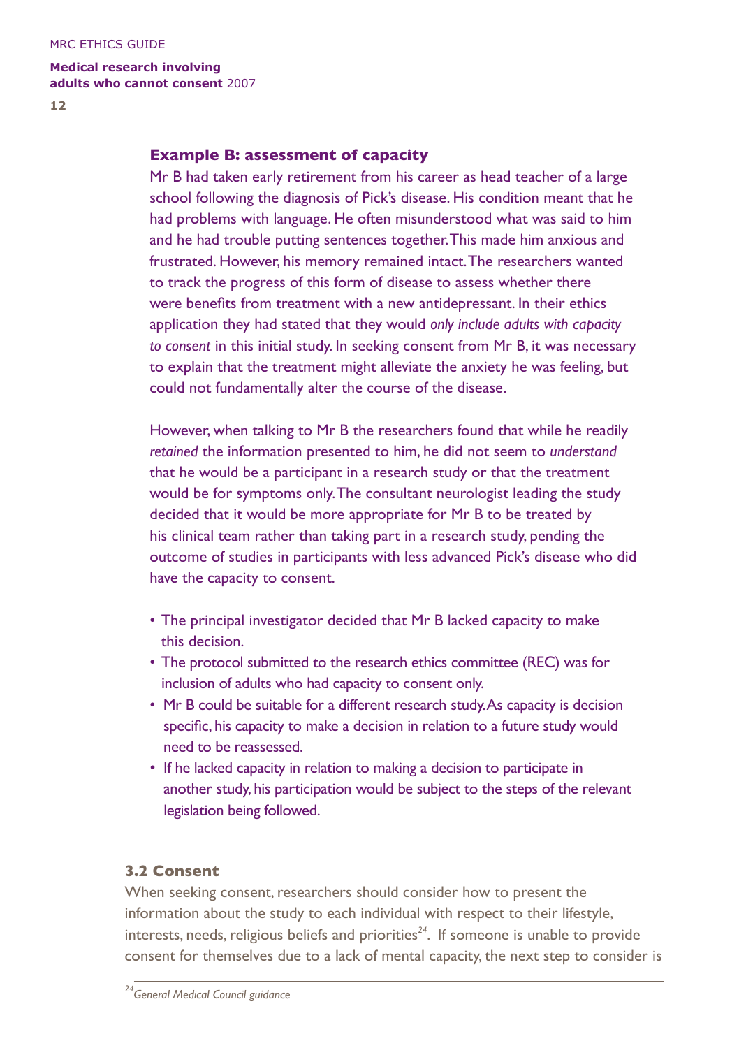### Example B: assessment of capacity

Mr B had taken early retirement from his career as head teacher of a large school following the diagnosis of Pick's disease. His condition meant that he had problems with language. He often misunderstood what was said to him and he had trouble putting sentences together. This made him anxious and frustrated. However, his memory remained intact. The researchers wanted to track the progress of this form of disease to assess whether there were benefits from treatment with a new antidepressant. In their ethics application they had stated that they would *only include adults with capacity to consent* in this initial study. In seeking consent from Mr B, it was necessary to explain that the treatment might alleviate the anxiety he was feeling, but could not fundamentally alter the course of the disease.

However, when talking to Mr B the researchers found that while he readily *retained* the information presented to him, he did not seem to *understand* that he would be a participant in a research study or that the treatment would be for symptoms only. The consultant neurologist leading the study decided that it would be more appropriate for Mr B to be treated by his clinical team rather than taking part in a research study, pending the outcome of studies in participants with less advanced Pick's disease who did have the capacity to consent.

- The principal investigator decided that Mr B lacked capacity to make this decision.
- The protocol submitted to the research ethics committee (REC) was for inclusion of adults who had capacity to consent only.
- Mr B could be suitable for a different research study. As capacity is decision specific, his capacity to make a decision in relation to a future study would need to be reassessed.
- If he lacked capacity in relation to making a decision to participate in another study, his participation would be subject to the steps of the relevant legislation being followed.

## 3.2 Consent

When seeking consent, researchers should consider how to present the information about the study to each individual with respect to their lifestyle, interests, needs, religious beliefs and priorities[24]. If someone is unable to provide consent for themselves due to a lack of mental capacity, the next step to consider is

[24] *General Medical Council guidance*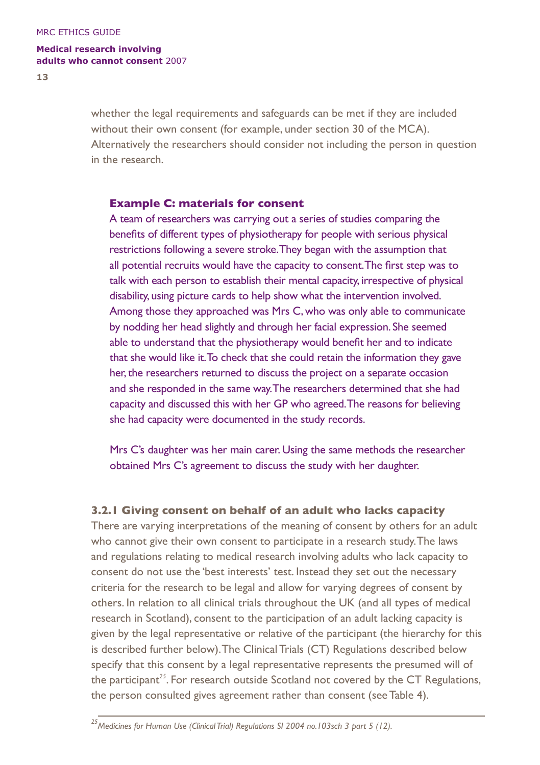whether the legal requirements and safeguards can be met if they are included without their own consent (for example, under section 30 of the MCA). Alternatively the researchers should consider not including the person in question in the research.

**Example C: materials for consent**

A team of researchers was carrying out a series of studies comparing the benefits of different types of physiotherapy for people with serious physical restrictions following a severe stroke. They began with the assumption that all potential recruits would have the capacity to consent. The first step was to talk with each person to establish their mental capacity, irrespective of physical disability, using picture cards to help show what the intervention involved. Among those they approached was Mrs C, who was only able to communicate by nodding her head slightly and through her facial expression. She seemed able to understand that the physiotherapy would benefit her and to indicate that she would like it. To check that she could retain the information they gave her, the researchers returned to discuss the project on a separate occasion and she responded in the same way. The researchers determined that she had capacity and discussed this with her GP who agreed. The reasons for believing she had capacity were documented in the study records.

Mrs C's daughter was her main carer. Using the same methods the researcher obtained Mrs C's agreement to discuss the study with her daughter.

### 3.2.1 Giving consent on behalf of an adult who lacks capacity

There are varying interpretations of the meaning of consent by others for an adult who cannot give their own consent to participate in a research study. The laws and regulations relating to medical research involving adults who lack capacity to consent do not use the 'best interests' test. Instead they set out the necessary criteria for the research to be legal and allow for varying degrees of consent by others. In relation to all clinical trials throughout the UK (and all types of medical research in Scotland), consent to the participation of an adult lacking capacity is given by the legal representative or relative of the participant (the hierarchy for this is described further below). The Clinical Trials (CT) Regulations described below specify that this consent by a legal representative represents the presumed will of the participant[25]. For research outside Scotland not covered by the CT Regulations, the person consulted gives agreement rather than consent (see Table 4).

---

[25] *Medicines for Human Use (Clinical Trial) Regulations SI 2004 no.103sch 3 part 5 (12).*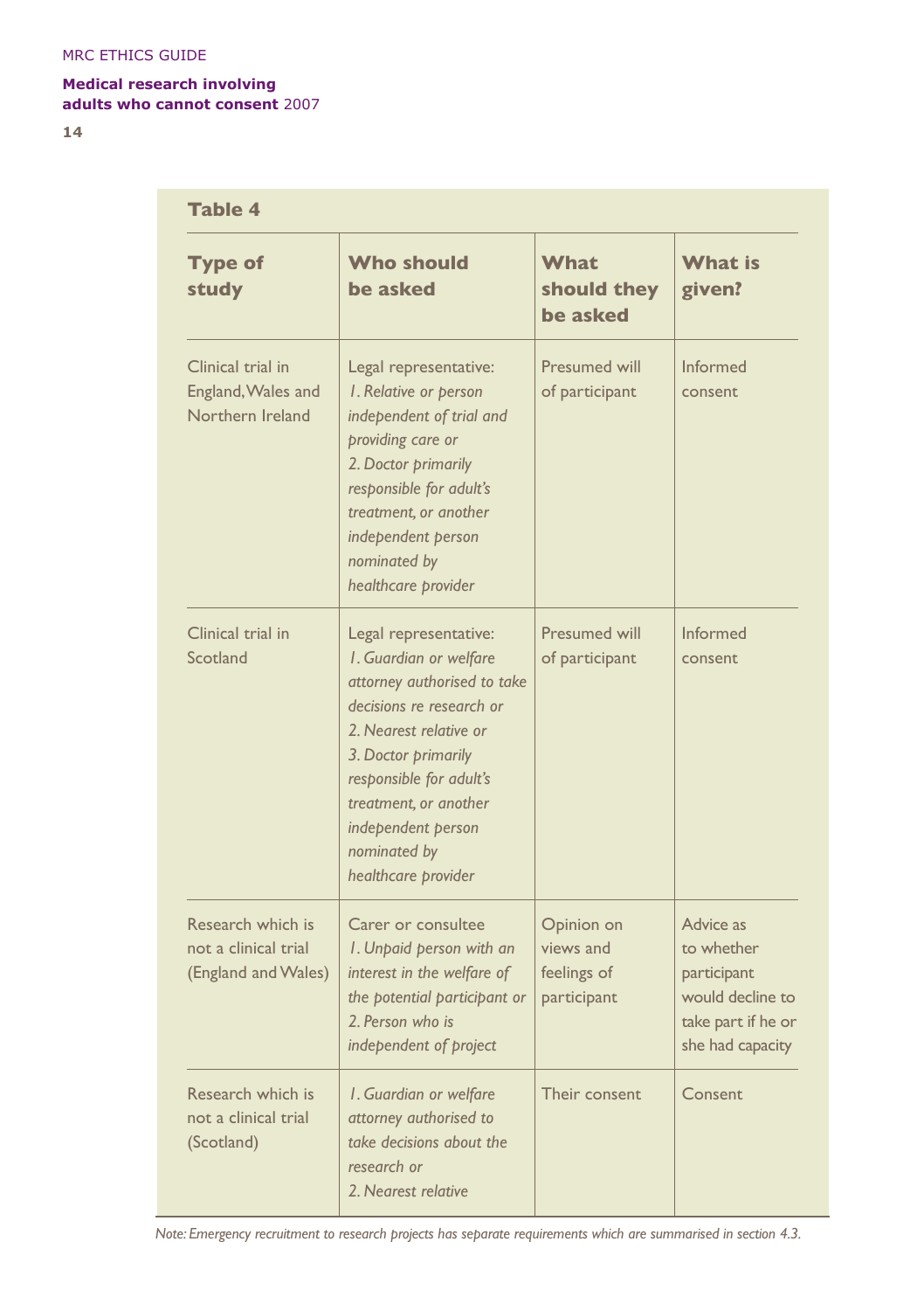**Table 4**

| Type of study | Who should be asked | What should they be asked | What is given? |
|---|---|---|---|
| Clinical trial in England, Wales and Northern Ireland | Legal representative: *1. Relative or person independent of trial and providing care or 2. Doctor primarily responsible for adult's treatment, or another independent person nominated by healthcare provider* | Presumed will of participant | Informed consent |
| Clinical trial in Scotland | Legal representative: *1. Guardian or welfare attorney authorised to take decisions re research or 2. Nearest relative or 3. Doctor primarily responsible for adult's treatment, or another independent person nominated by healthcare provider* | Presumed will of participant | Informed consent |
| Research which is not a clinical trial (England and Wales) | Carer or consultee *1. Unpaid person with an interest in the welfare of the potential participant or 2. Person who is independent of project* | Opinion on views and feelings of participant | Advice as to whether participant would decline to take part if he or she had capacity |
| Research which is not a clinical trial (Scotland) | *1. Guardian or welfare attorney authorised to take decisions about the research or 2. Nearest relative* | Their consent | Consent |

*Note: Emergency recruitment to research projects has separate requirements which are summarised in section 4.3.*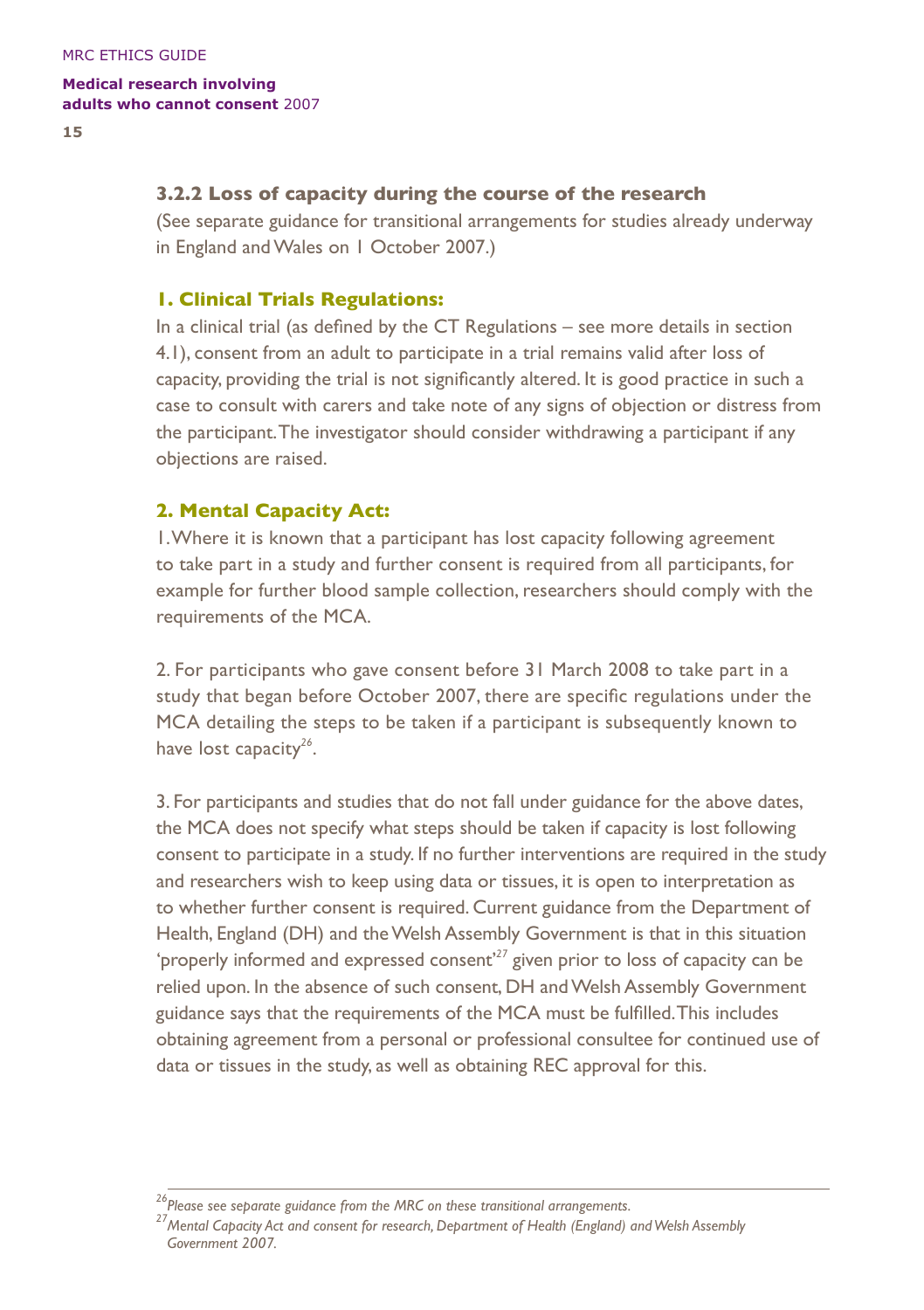### 3.2.2 Loss of capacity during the course of the research

(See separate guidance for transitional arrangements for studies already underway in England and Wales on 1 October 2007.)

#### 1. Clinical Trials Regulations:

In a clinical trial (as defined by the CT Regulations – see more details in section 4.1), consent from an adult to participate in a trial remains valid after loss of capacity, providing the trial is not significantly altered. It is good practice in such a case to consult with carers and take note of any signs of objection or distress from the participant. The investigator should consider withdrawing a participant if any objections are raised.

#### 2. Mental Capacity Act:

1. Where it is known that a participant has lost capacity following agreement to take part in a study and further consent is required from all participants, for example for further blood sample collection, researchers should comply with the requirements of the MCA.

2. For participants who gave consent before 31 March 2008 to take part in a study that began before October 2007, there are specific regulations under the MCA detailing the steps to be taken if a participant is subsequently known to have lost capacity[26].

3. For participants and studies that do not fall under guidance for the above dates, the MCA does not specify what steps should be taken if capacity is lost following consent to participate in a study. If no further interventions are required in the study and researchers wish to keep using data or tissues, it is open to interpretation as to whether further consent is required. Current guidance from the Department of Health, England (DH) and the Welsh Assembly Government is that in this situation 'properly informed and expressed consent'[27] given prior to loss of capacity can be relied upon. In the absence of such consent, DH and Welsh Assembly Government guidance says that the requirements of the MCA must be fulfilled. This includes obtaining agreement from a personal or professional consultee for continued use of data or tissues in the study, as well as obtaining REC approval for this.

---

[26] *Please see separate guidance from the MRC on these transitional arrangements.*

[27] *Mental Capacity Act and consent for research, Department of Health (England) and Welsh Assembly Government 2007.*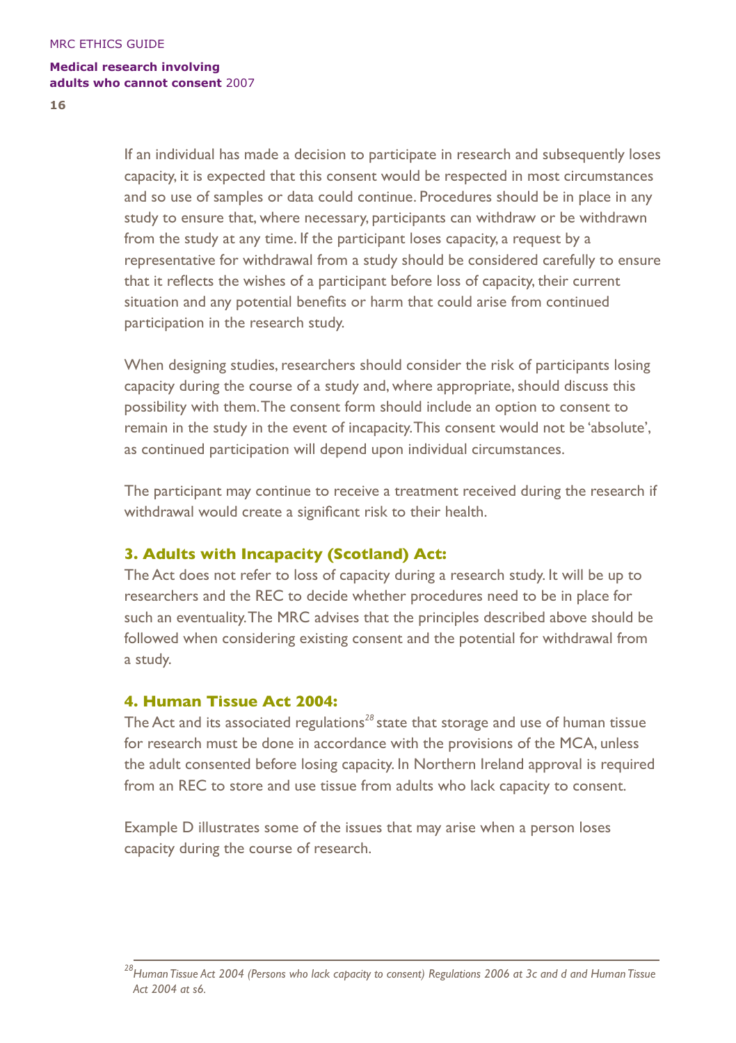If an individual has made a decision to participate in research and subsequently loses capacity, it is expected that this consent would be respected in most circumstances and so use of samples or data could continue. Procedures should be in place in any study to ensure that, where necessary, participants can withdraw or be withdrawn from the study at any time. If the participant loses capacity, a request by a representative for withdrawal from a study should be considered carefully to ensure that it reflects the wishes of a participant before loss of capacity, their current situation and any potential benefits or harm that could arise from continued participation in the research study.

When designing studies, researchers should consider the risk of participants losing capacity during the course of a study and, where appropriate, should discuss this possibility with them. The consent form should include an option to consent to remain in the study in the event of incapacity. This consent would not be 'absolute', as continued participation will depend upon individual circumstances.

The participant may continue to receive a treatment received during the research if withdrawal would create a significant risk to their health.

### 3. Adults with Incapacity (Scotland) Act:

The Act does not refer to loss of capacity during a research study. It will be up to researchers and the REC to decide whether procedures need to be in place for such an eventuality. The MRC advises that the principles described above should be followed when considering existing consent and the potential for withdrawal from a study.

### 4. Human Tissue Act 2004:

The Act and its associated regulations[28] state that storage and use of human tissue for research must be done in accordance with the provisions of the MCA, unless the adult consented before losing capacity. In Northern Ireland approval is required from an REC to store and use tissue from adults who lack capacity to consent.

Example D illustrates some of the issues that may arise when a person loses capacity during the course of research.

---

[28] *Human Tissue Act 2004 (Persons who lack capacity to consent) Regulations 2006 at 3c and d and Human Tissue Act 2004 at s6.*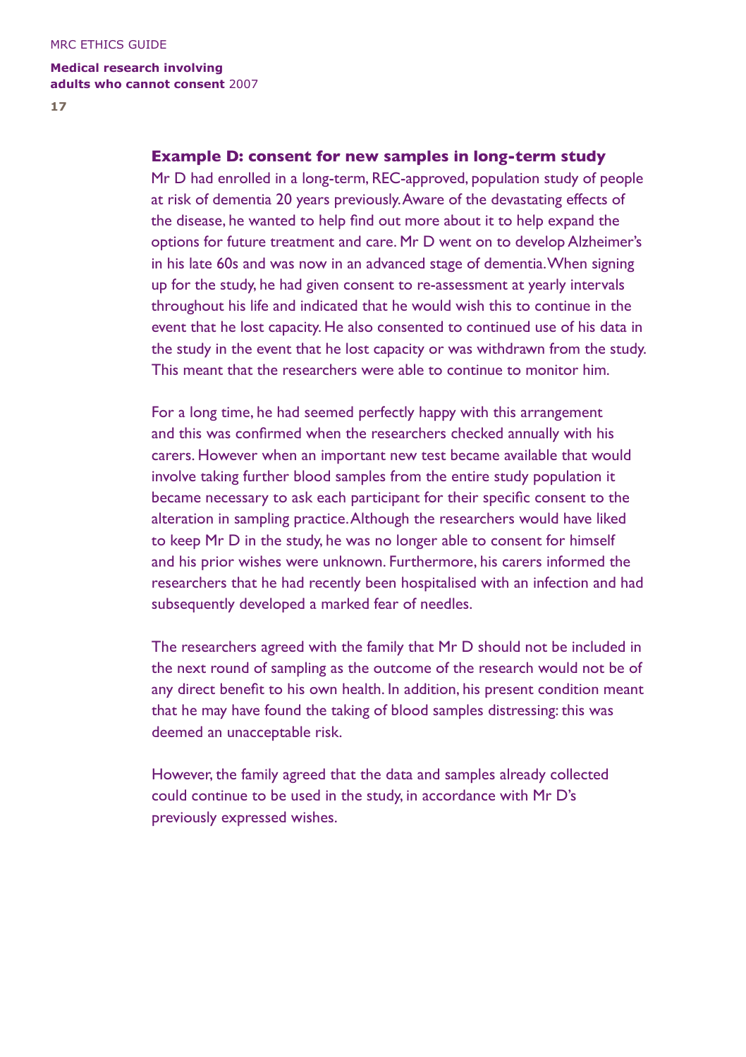### Example D: consent for new samples in long-term study

Mr D had enrolled in a long-term, REC-approved, population study of people at risk of dementia 20 years previously. Aware of the devastating effects of the disease, he wanted to help find out more about it to help expand the options for future treatment and care. Mr D went on to develop Alzheimer's in his late 60s and was now in an advanced stage of dementia. When signing up for the study, he had given consent to re-assessment at yearly intervals throughout his life and indicated that he would wish this to continue in the event that he lost capacity. He also consented to continued use of his data in the study in the event that he lost capacity or was withdrawn from the study. This meant that the researchers were able to continue to monitor him.

For a long time, he had seemed perfectly happy with this arrangement and this was confirmed when the researchers checked annually with his carers. However when an important new test became available that would involve taking further blood samples from the entire study population it became necessary to ask each participant for their specific consent to the alteration in sampling practice. Although the researchers would have liked to keep Mr D in the study, he was no longer able to consent for himself and his prior wishes were unknown. Furthermore, his carers informed the researchers that he had recently been hospitalised with an infection and had subsequently developed a marked fear of needles.

The researchers agreed with the family that Mr D should not be included in the next round of sampling as the outcome of the research would not be of any direct benefit to his own health. In addition, his present condition meant that he may have found the taking of blood samples distressing: this was deemed an unacceptable risk.

However, the family agreed that the data and samples already collected could continue to be used in the study, in accordance with Mr D's previously expressed wishes.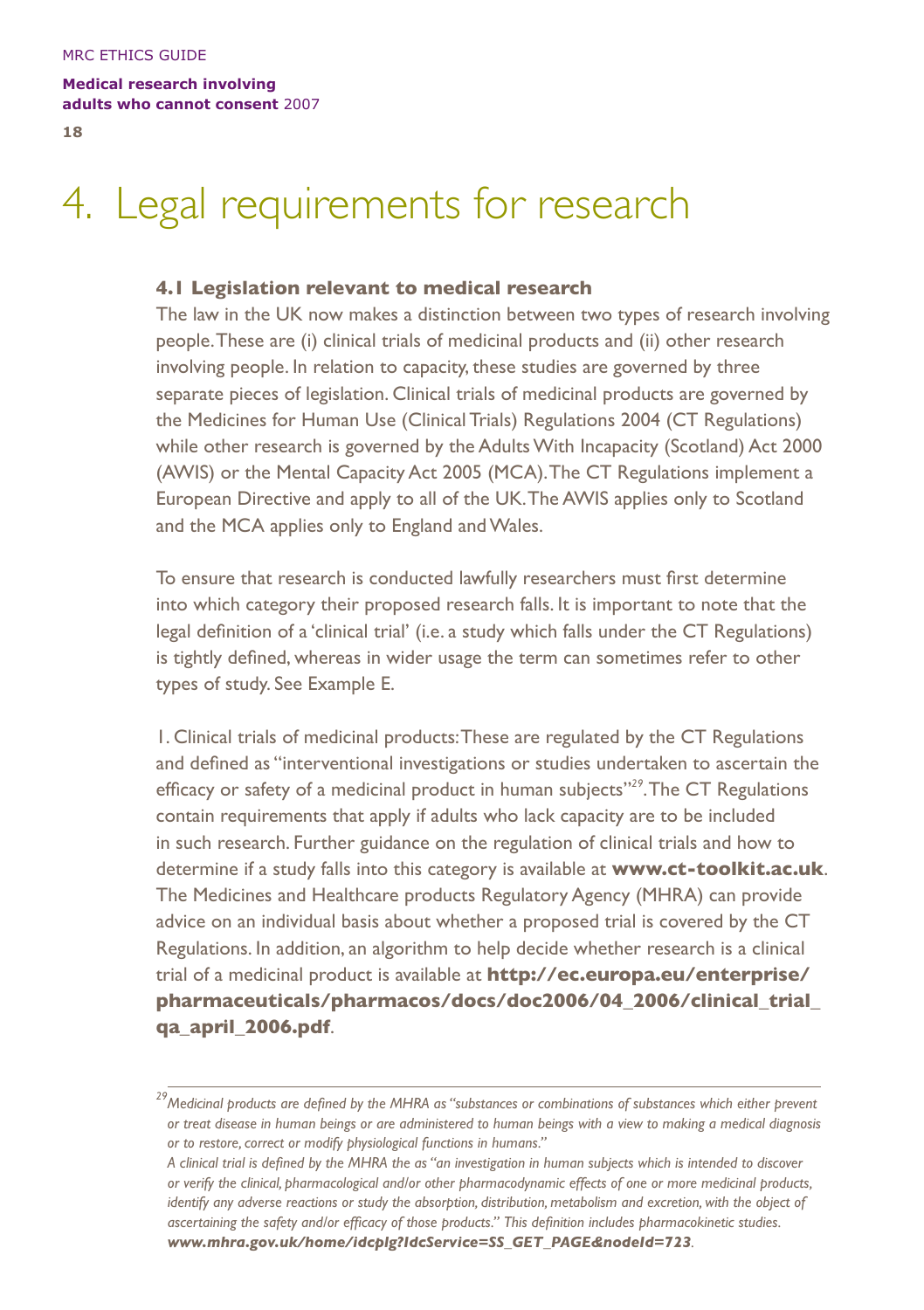# 4. Legal requirements for research

### 4.1 Legislation relevant to medical research

The law in the UK now makes a distinction between two types of research involving people. These are (i) clinical trials of medicinal products and (ii) other research involving people. In relation to capacity, these studies are governed by three separate pieces of legislation. Clinical trials of medicinal products are governed by the Medicines for Human Use (Clinical Trials) Regulations 2004 (CT Regulations) while other research is governed by the Adults With Incapacity (Scotland) Act 2000 (AWIS) or the Mental Capacity Act 2005 (MCA). The CT Regulations implement a European Directive and apply to all of the UK. The AWIS applies only to Scotland and the MCA applies only to England and Wales.

To ensure that research is conducted lawfully researchers must first determine into which category their proposed research falls. It is important to note that the legal definition of a 'clinical trial' (i.e. a study which falls under the CT Regulations) is tightly defined, whereas in wider usage the term can sometimes refer to other types of study. See Example E.

1. Clinical trials of medicinal products: These are regulated by the CT Regulations and defined as "interventional investigations or studies undertaken to ascertain the efficacy or safety of a medicinal product in human subjects"[29]. The CT Regulations contain requirements that apply if adults who lack capacity are to be included in such research. Further guidance on the regulation of clinical trials and how to determine if a study falls into this category is available at **www.ct-toolkit.ac.uk**. The Medicines and Healthcare products Regulatory Agency (MHRA) can provide advice on an individual basis about whether a proposed trial is covered by the CT Regulations. In addition, an algorithm to help decide whether research is a clinical trial of a medicinal product is available at **http://ec.europa.eu/enterprise/pharmaceuticals/pharmacos/docs/doc2006/04_2006/clinical_trial_qa_april_2006.pdf**.

---

[29] *Medicinal products are defined by the MHRA as "substances or combinations of substances which either prevent or treat disease in human beings or are administered to human beings with a view to making a medical diagnosis or to restore, correct or modify physiological functions in humans."*

*A clinical trial is defined by the MHRA the as "an investigation in human subjects which is intended to discover or verify the clinical, pharmacological and/or other pharmacodynamic effects of one or more medicinal products, identify any adverse reactions or study the absorption, distribution, metabolism and excretion, with the object of ascertaining the safety and/or efficacy of those products." This definition includes pharmacokinetic studies.* ***www.mhra.gov.uk/home/idcplg?IdcService=SS_GET_PAGE&nodeId=723****.*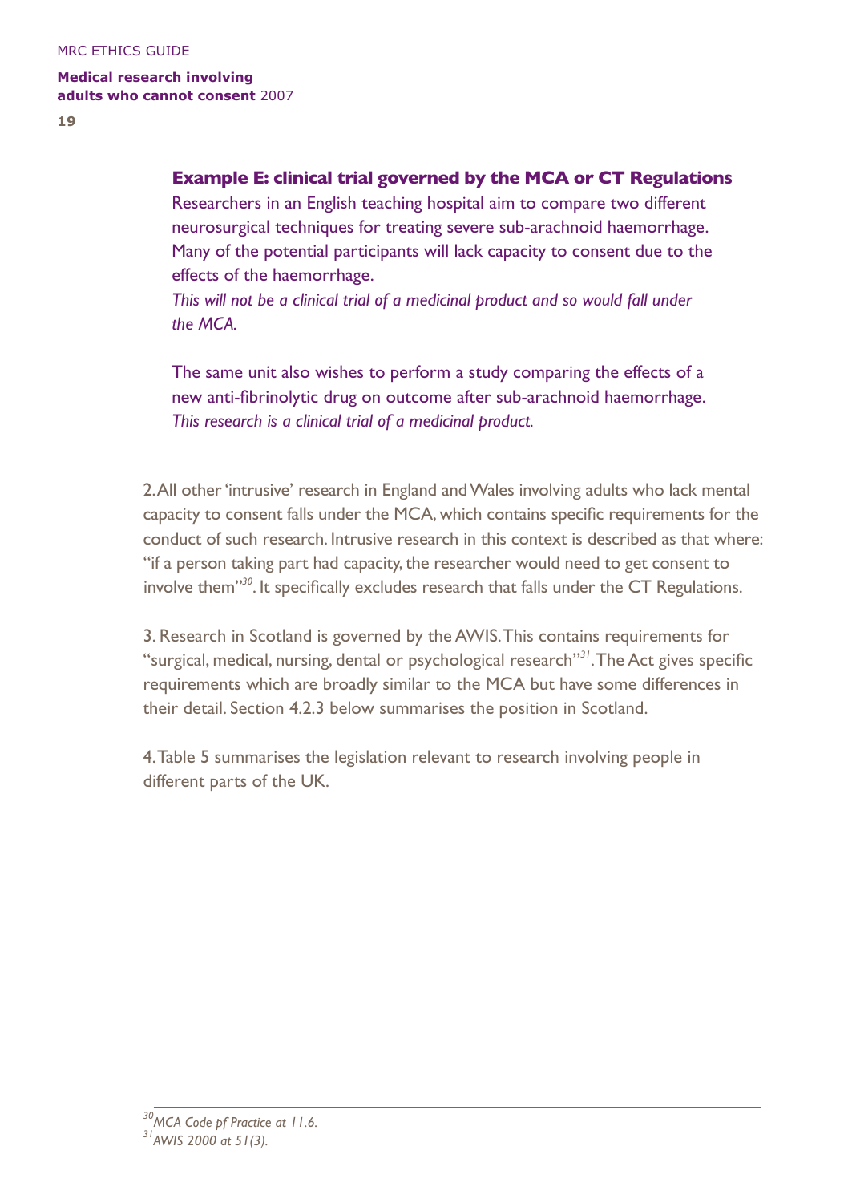**Example E: clinical trial governed by the MCA or CT Regulations**

Researchers in an English teaching hospital aim to compare two different neurosurgical techniques for treating severe sub-arachnoid haemorrhage. Many of the potential participants will lack capacity to consent due to the effects of the haemorrhage.

*This will not be a clinical trial of a medicinal product and so would fall under the MCA.*

The same unit also wishes to perform a study comparing the effects of a new anti-fibrinolytic drug on outcome after sub-arachnoid haemorrhage.

*This research is a clinical trial of a medicinal product.*

2. All other 'intrusive' research in England and Wales involving adults who lack mental capacity to consent falls under the MCA, which contains specific requirements for the conduct of such research. Intrusive research in this context is described as that where: "if a person taking part had capacity, the researcher would need to get consent to involve them"[30]. It specifically excludes research that falls under the CT Regulations.

3. Research in Scotland is governed by the AWIS. This contains requirements for "surgical, medical, nursing, dental or psychological research"[31]. The Act gives specific requirements which are broadly similar to the MCA but have some differences in their detail. Section 4.2.3 below summarises the position in Scotland.

4. Table 5 summarises the legislation relevant to research involving people in different parts of the UK.

---

[30] *MCA Code pf Practice at 11.6.*

[31] *AWIS 2000 at 51(3).*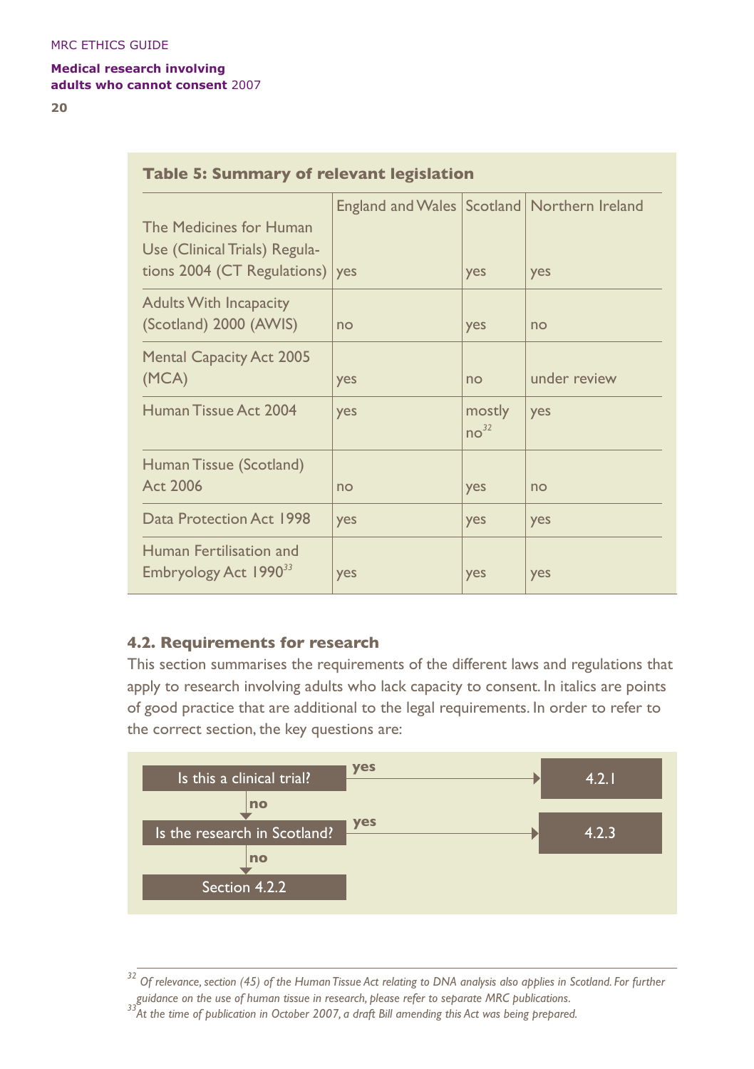**Table 5: Summary of relevant legislation**

| | England and Wales | Scotland | Northern Ireland |
|---|---|---|---|
| The Medicines for Human Use (Clinical Trials) Regulations 2004 (CT Regulations) | yes | yes | yes |
| Adults With Incapacity (Scotland) 2000 (AWIS) | no | yes | no |
| Mental Capacity Act 2005 (MCA) | yes | no | under review |
| Human Tissue Act 2004 | yes | mostly no[32] | yes |
| Human Tissue (Scotland) Act 2006 | no | yes | no |
| Data Protection Act 1998 | yes | yes | yes |
| Human Fertilisation and Embryology Act 1990[33] | yes | yes | yes |

## 4.2. Requirements for research

This section summarises the requirements of the different laws and regulations that apply to research involving adults who lack capacity to consent. In italics are points of good practice that are additional to the legal requirements. In order to refer to the correct section, the key questions are:

- Is this a clinical trial?
  - yes → 4.2.1
  - no → Is the research in Scotland?
    - yes → 4.2.3
    - no → Section 4.2.2

---

[32] *Of relevance, section (45) of the Human Tissue Act relating to DNA analysis also applies in Scotland. For further guidance on the use of human tissue in research, please refer to separate MRC publications.*

[33] *At the time of publication in October 2007, a draft Bill amending this Act was being prepared.*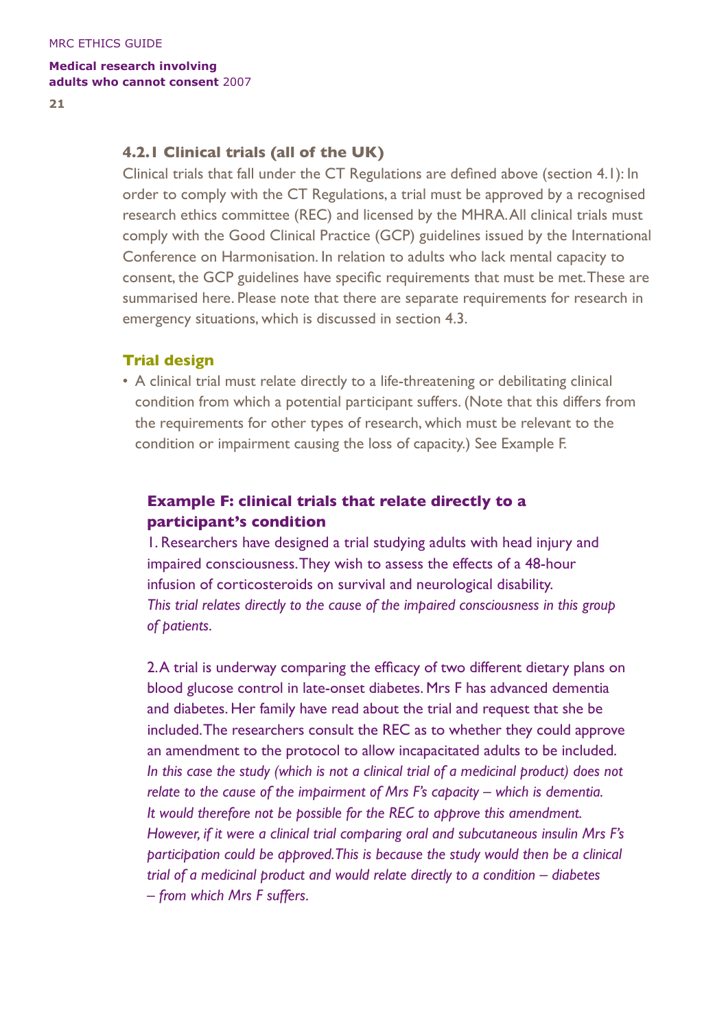### 4.2.1 Clinical trials (all of the UK)

Clinical trials that fall under the CT Regulations are defined above (section 4.1): In order to comply with the CT Regulations, a trial must be approved by a recognised research ethics committee (REC) and licensed by the MHRA. All clinical trials must comply with the Good Clinical Practice (GCP) guidelines issued by the International Conference on Harmonisation. In relation to adults who lack mental capacity to consent, the GCP guidelines have specific requirements that must be met. These are summarised here. Please note that there are separate requirements for research in emergency situations, which is discussed in section 4.3.

#### Trial design

- A clinical trial must relate directly to a life-threatening or debilitating clinical condition from which a potential participant suffers. (Note that this differs from the requirements for other types of research, which must be relevant to the condition or impairment causing the loss of capacity.) See Example F.

**Example F: clinical trials that relate directly to a participant's condition**

1. Researchers have designed a trial studying adults with head injury and impaired consciousness. They wish to assess the effects of a 48-hour infusion of corticosteroids on survival and neurological disability.
*This trial relates directly to the cause of the impaired consciousness in this group of patients.*

2. A trial is underway comparing the efficacy of two different dietary plans on blood glucose control in late-onset diabetes. Mrs F has advanced dementia and diabetes. Her family have read about the trial and request that she be included. The researchers consult the REC as to whether they could approve an amendment to the protocol to allow incapacitated adults to be included.
*In this case the study (which is not a clinical trial of a medicinal product) does not relate to the cause of the impairment of Mrs F's capacity – which is dementia. It would therefore not be possible for the REC to approve this amendment. However, if it were a clinical trial comparing oral and subcutaneous insulin Mrs F's participation could be approved. This is because the study would then be a clinical trial of a medicinal product and would relate directly to a condition – diabetes – from which Mrs F suffers.*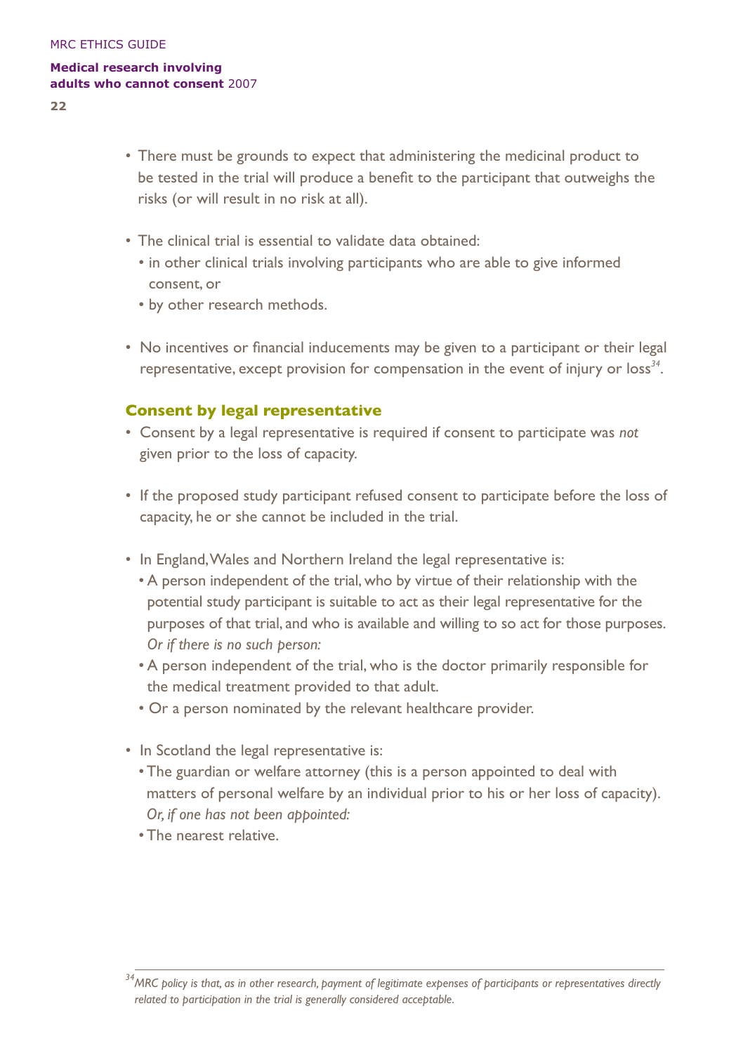- There must be grounds to expect that administering the medicinal product to be tested in the trial will produce a benefit to the participant that outweighs the risks (or will result in no risk at all).

- The clinical trial is essential to validate data obtained:
  - in other clinical trials involving participants who are able to give informed consent, or
  - by other research methods.

- No incentives or financial inducements may be given to a participant or their legal representative, except provision for compensation in the event of injury or loss[34].

### Consent by legal representative

- Consent by a legal representative is required if consent to participate was *not* given prior to the loss of capacity.

- If the proposed study participant refused consent to participate before the loss of capacity, he or she cannot be included in the trial.

- In England, Wales and Northern Ireland the legal representative is:
  - A person independent of the trial, who by virtue of their relationship with the potential study participant is suitable to act as their legal representative for the purposes of that trial, and who is available and willing to so act for those purposes. *Or if there is no such person:*
  - A person independent of the trial, who is the doctor primarily responsible for the medical treatment provided to that adult.
  - Or a person nominated by the relevant healthcare provider.

- In Scotland the legal representative is:
  - The guardian or welfare attorney (this is a person appointed to deal with matters of personal welfare by an individual prior to his or her loss of capacity). *Or, if one has not been appointed:*
  - The nearest relative.

---

*[34] MRC policy is that, as in other research, payment of legitimate expenses of participants or representatives directly related to participation in the trial is generally considered acceptable.*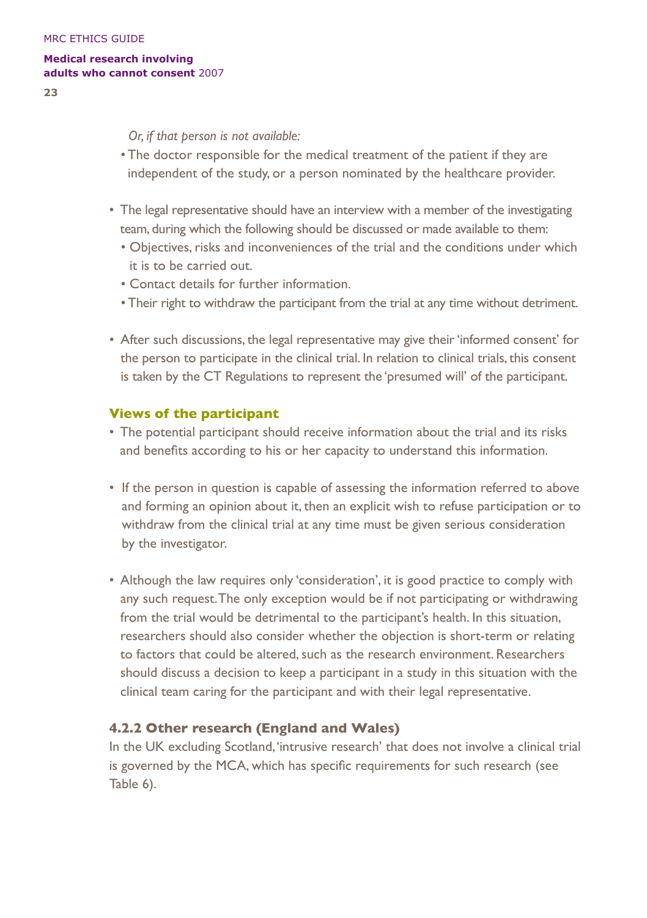*Or, if that person is not available:*

- The doctor responsible for the medical treatment of the patient if they are independent of the study, or a person nominated by the healthcare provider.

- The legal representative should have an interview with a member of the investigating team, during which the following should be discussed or made available to them:
  - Objectives, risks and inconveniences of the trial and the conditions under which it is to be carried out.
  - Contact details for further information.
  - Their right to withdraw the participant from the trial at any time without detriment.

- After such discussions, the legal representative may give their 'informed consent' for the person to participate in the clinical trial. In relation to clinical trials, this consent is taken by the CT Regulations to represent the 'presumed will' of the participant.

### Views of the participant

- The potential participant should receive information about the trial and its risks and benefits according to his or her capacity to understand this information.

- If the person in question is capable of assessing the information referred to above and forming an opinion about it, then an explicit wish to refuse participation or to withdraw from the clinical trial at any time must be given serious consideration by the investigator.

- Although the law requires only 'consideration', it is good practice to comply with any such request. The only exception would be if not participating or withdrawing from the trial would be detrimental to the participant's health. In this situation, researchers should also consider whether the objection is short-term or relating to factors that could be altered, such as the research environment. Researchers should discuss a decision to keep a participant in a study in this situation with the clinical team caring for the participant and with their legal representative.

### 4.2.2 Other research (England and Wales)

In the UK excluding Scotland, 'intrusive research' that does not involve a clinical trial is governed by the MCA, which has specific requirements for such research (see Table 6).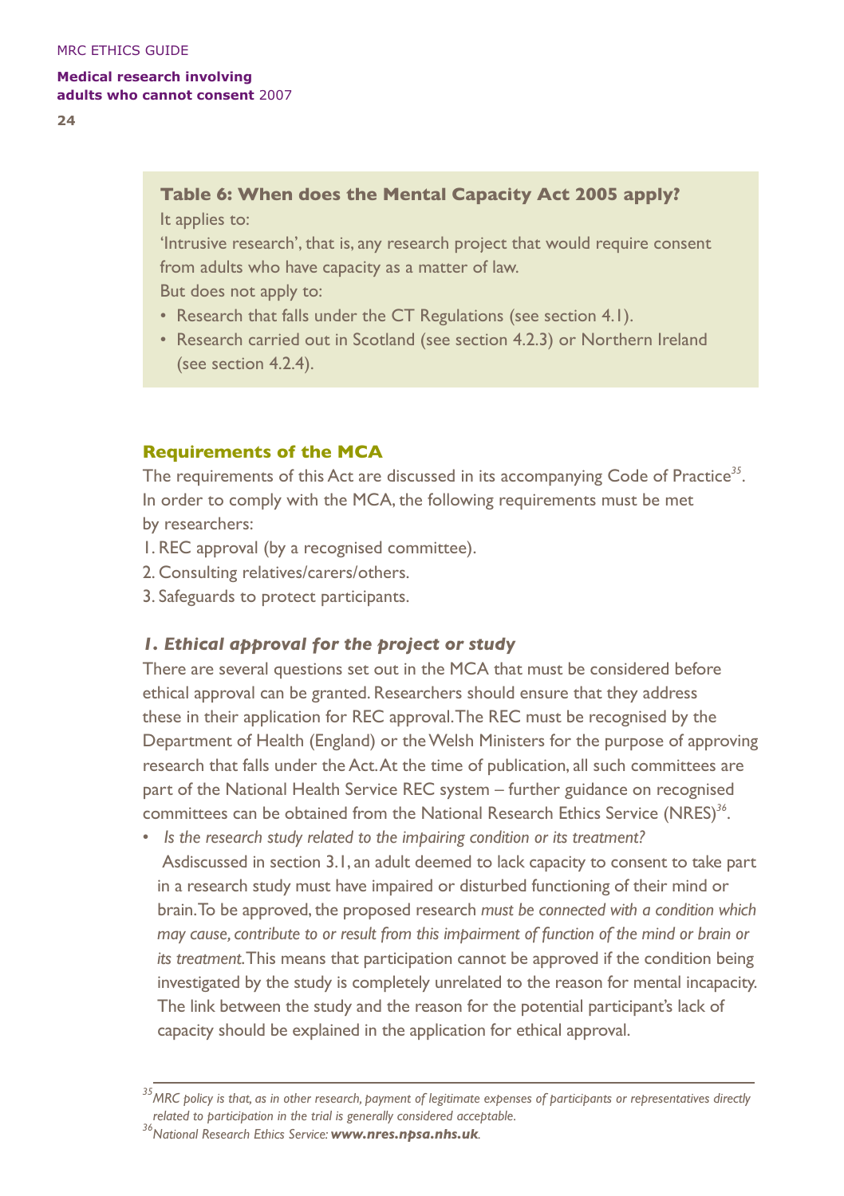**Table 6: When does the Mental Capacity Act 2005 apply?**

It applies to:

'Intrusive research', that is, any research project that would require consent from adults who have capacity as a matter of law.

But does not apply to:

- Research that falls under the CT Regulations (see section 4.1).
- Research carried out in Scotland (see section 4.2.3) or Northern Ireland (see section 4.2.4).

## Requirements of the MCA

The requirements of this Act are discussed in its accompanying Code of Practice[35]. In order to comply with the MCA, the following requirements must be met by researchers:

1. REC approval (by a recognised committee).
2. Consulting relatives/carers/others.
3. Safeguards to protect participants.

### *1. Ethical approval for the project or study*

There are several questions set out in the MCA that must be considered before ethical approval can be granted. Researchers should ensure that they address these in their application for REC approval. The REC must be recognised by the Department of Health (England) or the Welsh Ministers for the purpose of approving research that falls under the Act. At the time of publication, all such committees are part of the National Health Service REC system – further guidance on recognised committees can be obtained from the National Research Ethics Service (NRES)[36].

- *Is the research study related to the impairing condition or its treatment?* Asdiscussed in section 3.1, an adult deemed to lack capacity to consent to take part in a research study must have impaired or disturbed functioning of their mind or brain. To be approved, the proposed research *must be connected with a condition which may cause, contribute to or result from this impairment of function of the mind or brain or its treatment.* This means that participation cannot be approved if the condition being investigated by the study is completely unrelated to the reason for mental incapacity. The link between the study and the reason for the potential participant's lack of capacity should be explained in the application for ethical approval.

---

[35] *MRC policy is that, as in other research, payment of legitimate expenses of participants or representatives directly related to participation in the trial is generally considered acceptable.*

[36] *National Research Ethics Service:* ***www.nres.npsa.nhs.uk***.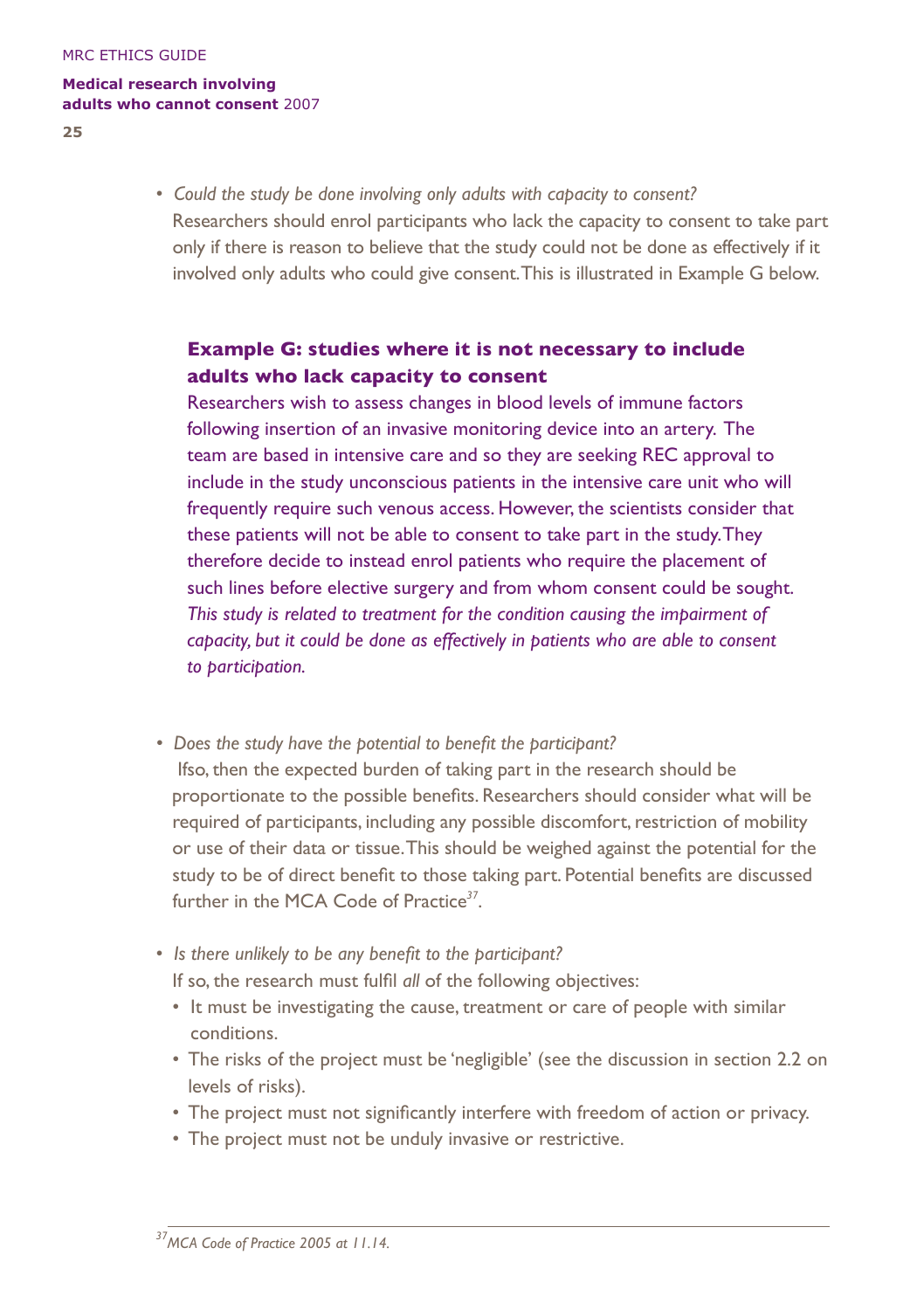- *Could the study be done involving only adults with capacity to consent?*
  Researchers should enrol participants who lack the capacity to consent to take part only if there is reason to believe that the study could not be done as effectively if it involved only adults who could give consent. This is illustrated in Example G below.

> **Example G: studies where it is not necessary to include adults who lack capacity to consent**
> Researchers wish to assess changes in blood levels of immune factors following insertion of an invasive monitoring device into an artery. The team are based in intensive care and so they are seeking REC approval to include in the study unconscious patients in the intensive care unit who will frequently require such venous access. However, the scientists consider that these patients will not be able to consent to take part in the study. They therefore decide to instead enrol patients who require the placement of such lines before elective surgery and from whom consent could be sought. *This study is related to treatment for the condition causing the impairment of capacity, but it could be done as effectively in patients who are able to consent to participation.*

- *Does the study have the potential to benefit the participant?*
  If so, then the expected burden of taking part in the research should be proportionate to the possible benefits. Researchers should consider what will be required of participants, including any possible discomfort, restriction of mobility or use of their data or tissue. This should be weighed against the potential for the study to be of direct benefit to those taking part. Potential benefits are discussed further in the MCA Code of Practice[37].

- *Is there unlikely to be any benefit to the participant?*
  If so, the research must fulfil *all* of the following objectives:
  - It must be investigating the cause, treatment or care of people with similar conditions.
  - The risks of the project must be 'negligible' (see the discussion in section 2.2 on levels of risks).
  - The project must not significantly interfere with freedom of action or privacy.
  - The project must not be unduly invasive or restrictive.

[37] *MCA Code of Practice 2005 at 11.14.*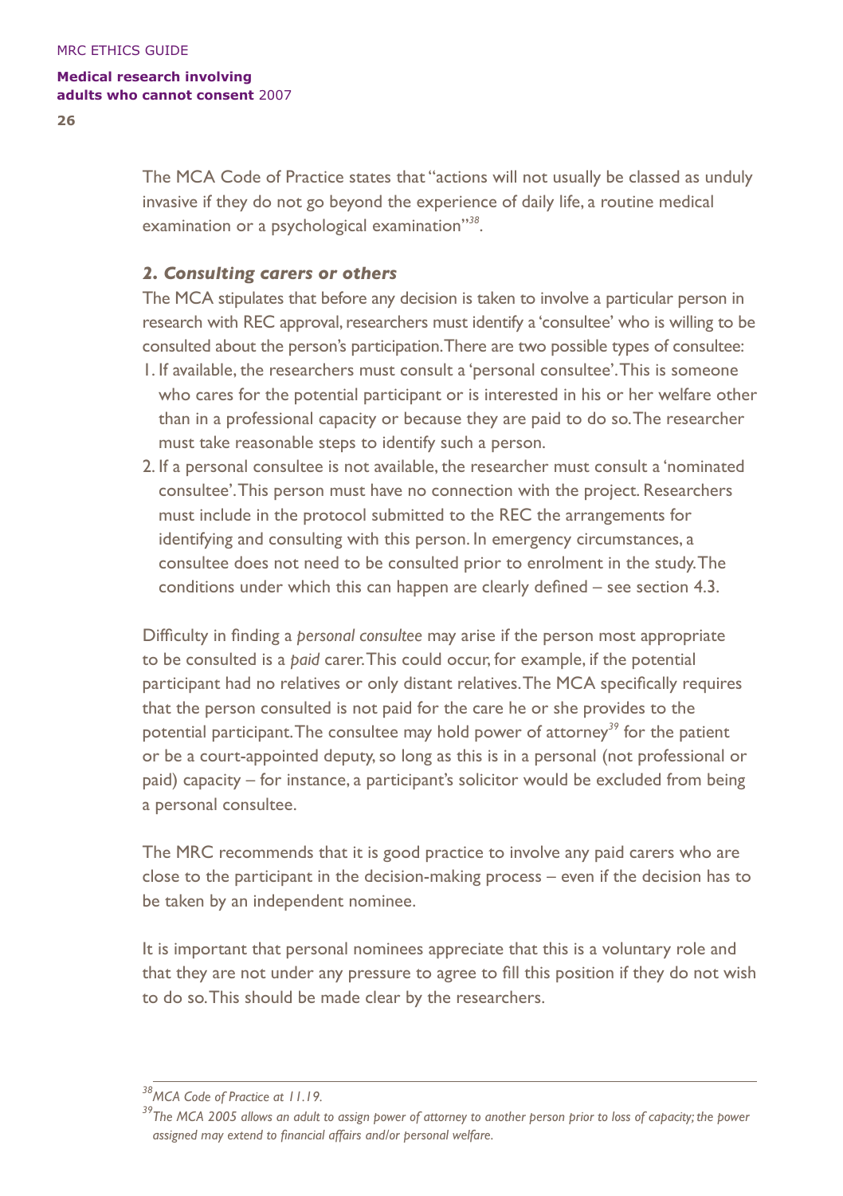The MCA Code of Practice states that "actions will not usually be classed as unduly invasive if they do not go beyond the experience of daily life, a routine medical examination or a psychological examination"[38].

### *2. Consulting carers or others*

The MCA stipulates that before any decision is taken to involve a particular person in research with REC approval, researchers must identify a 'consultee' who is willing to be consulted about the person's participation. There are two possible types of consultee:

1. If available, the researchers must consult a 'personal consultee'. This is someone who cares for the potential participant or is interested in his or her welfare other than in a professional capacity or because they are paid to do so. The researcher must take reasonable steps to identify such a person.
2. If a personal consultee is not available, the researcher must consult a 'nominated consultee'. This person must have no connection with the project. Researchers must include in the protocol submitted to the REC the arrangements for identifying and consulting with this person. In emergency circumstances, a consultee does not need to be consulted prior to enrolment in the study. The conditions under which this can happen are clearly defined – see section 4.3.

Difficulty in finding a *personal consultee* may arise if the person most appropriate to be consulted is a *paid* carer. This could occur, for example, if the potential participant had no relatives or only distant relatives. The MCA specifically requires that the person consulted is not paid for the care he or she provides to the potential participant. The consultee may hold power of attorney[39] for the patient or be a court-appointed deputy, so long as this is in a personal (not professional or paid) capacity – for instance, a participant's solicitor would be excluded from being a personal consultee.

The MRC recommends that it is good practice to involve any paid carers who are close to the participant in the decision-making process – even if the decision has to be taken by an independent nominee.

It is important that personal nominees appreciate that this is a voluntary role and that they are not under any pressure to agree to fill this position if they do not wish to do so. This should be made clear by the researchers.

---

*[38] MCA Code of Practice at 11.19.*

*[39] The MCA 2005 allows an adult to assign power of attorney to another person prior to loss of capacity; the power assigned may extend to financial affairs and/or personal welfare.*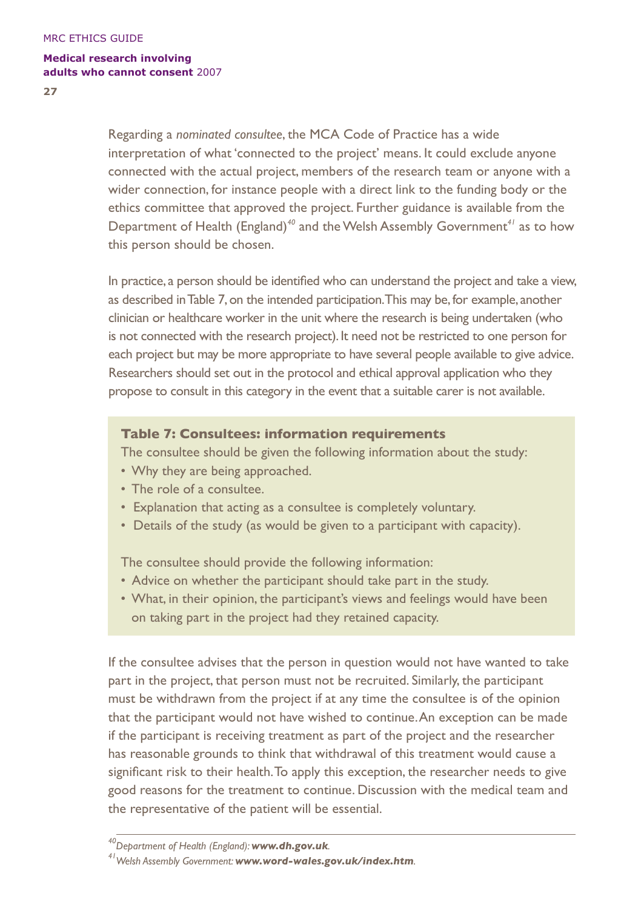Regarding a *nominated consultee*, the MCA Code of Practice has a wide interpretation of what 'connected to the project' means. It could exclude anyone connected with the actual project, members of the research team or anyone with a wider connection, for instance people with a direct link to the funding body or the ethics committee that approved the project. Further guidance is available from the Department of Health (England)[40] and the Welsh Assembly Government[41] as to how this person should be chosen.

In practice, a person should be identified who can understand the project and take a view, as described in Table 7, on the intended participation. This may be, for example, another clinician or healthcare worker in the unit where the research is being undertaken (who is not connected with the research project). It need not be restricted to one person for each project but may be more appropriate to have several people available to give advice. Researchers should set out in the protocol and ethical approval application who they propose to consult in this category in the event that a suitable carer is not available.

**Table 7: Consultees: information requirements**

The consultee should be given the following information about the study:

- Why they are being approached.
- The role of a consultee.
- Explanation that acting as a consultee is completely voluntary.
- Details of the study (as would be given to a participant with capacity).

The consultee should provide the following information:

- Advice on whether the participant should take part in the study.
- What, in their opinion, the participant's views and feelings would have been on taking part in the project had they retained capacity.

If the consultee advises that the person in question would not have wanted to take part in the project, that person must not be recruited. Similarly, the participant must be withdrawn from the project if at any time the consultee is of the opinion that the participant would not have wished to continue. An exception can be made if the participant is receiving treatment as part of the project and the researcher has reasonable grounds to think that withdrawal of this treatment would cause a significant risk to their health. To apply this exception, the researcher needs to give good reasons for the treatment to continue. Discussion with the medical team and the representative of the patient will be essential.

---

[40] *Department of Health (England):* ***www.dh.gov.uk***.

[41] *Welsh Assembly Government:* ***www.word-wales.gov.uk/index.htm***.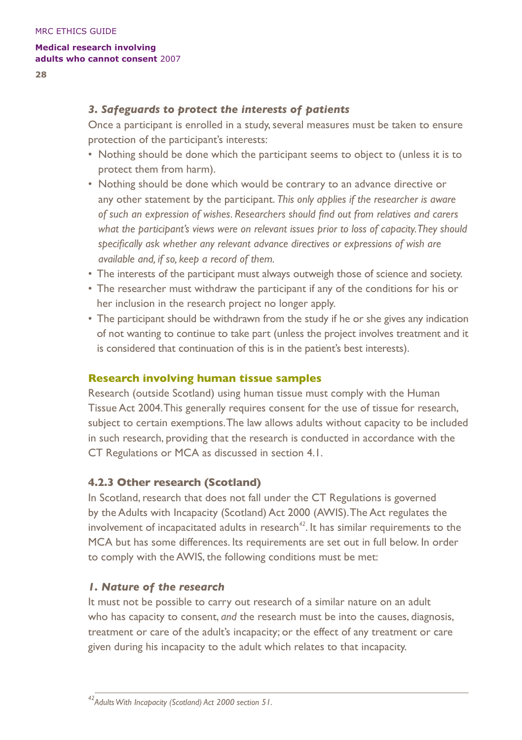### *3. Safeguards to protect the interests of patients*

Once a participant is enrolled in a study, several measures must be taken to ensure protection of the participant's interests:

- Nothing should be done which the participant seems to object to (unless it is to protect them from harm).
- Nothing should be done which would be contrary to an advance directive or any other statement by the participant. *This only applies if the researcher is aware of such an expression of wishes. Researchers should find out from relatives and carers what the participant's views were on relevant issues prior to loss of capacity. They should specifically ask whether any relevant advance directives or expressions of wish are available and, if so, keep a record of them.*
- The interests of the participant must always outweigh those of science and society.
- The researcher must withdraw the participant if any of the conditions for his or her inclusion in the research project no longer apply.
- The participant should be withdrawn from the study if he or she gives any indication of not wanting to continue to take part (unless the project involves treatment and it is considered that continuation of this is in the patient's best interests).

## Research involving human tissue samples

Research (outside Scotland) using human tissue must comply with the Human Tissue Act 2004. This generally requires consent for the use of tissue for research, subject to certain exemptions. The law allows adults without capacity to be included in such research, providing that the research is conducted in accordance with the CT Regulations or MCA as discussed in section 4.1.

### 4.2.3 Other research (Scotland)

In Scotland, research that does not fall under the CT Regulations is governed by the Adults with Incapacity (Scotland) Act 2000 (AWIS). The Act regulates the involvement of incapacitated adults in research[42]. It has similar requirements to the MCA but has some differences. Its requirements are set out in full below. In order to comply with the AWIS, the following conditions must be met:

### *1. Nature of the research*

It must not be possible to carry out research of a similar nature on an adult who has capacity to consent, *and* the research must be into the causes, diagnosis, treatment or care of the adult's incapacity; or the effect of any treatment or care given during his incapacity to the adult which relates to that incapacity.

---

[42] *Adults With Incapacity (Scotland) Act 2000 section 51.*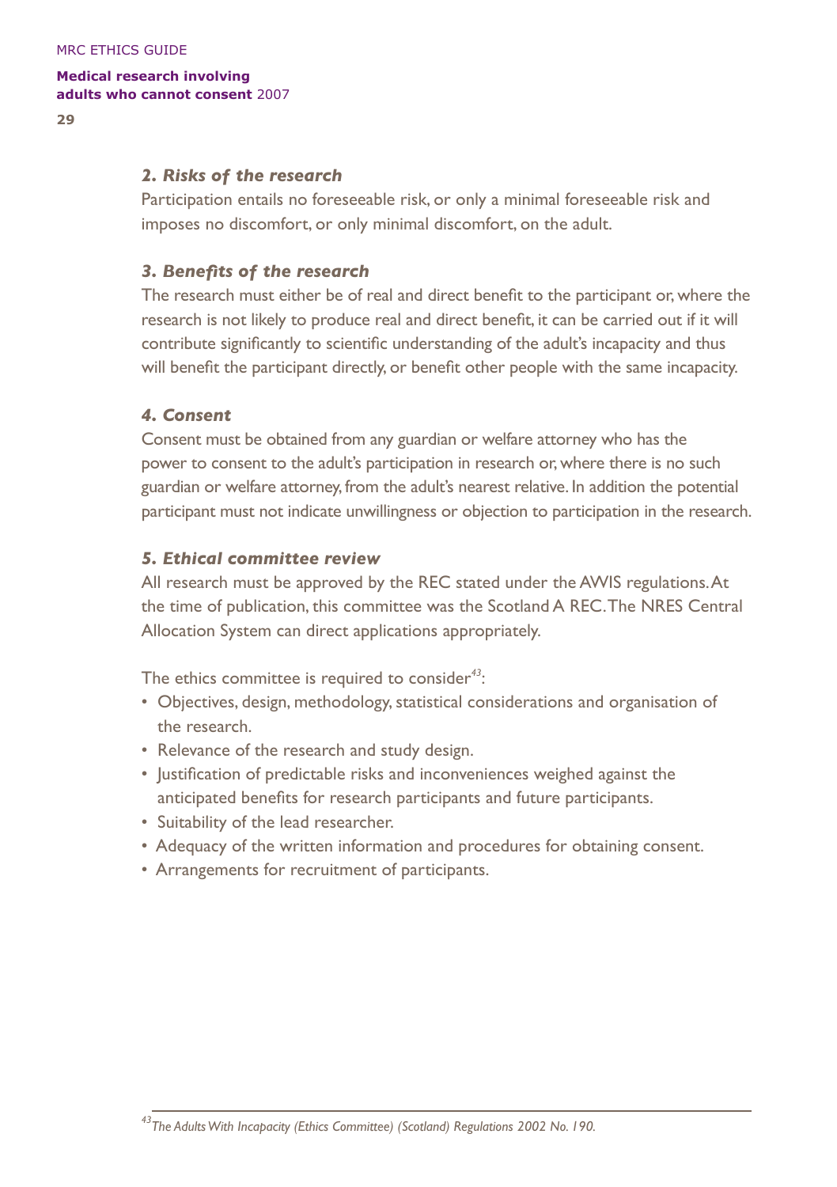### *2. Risks of the research*

Participation entails no foreseeable risk, or only a minimal foreseeable risk and imposes no discomfort, or only minimal discomfort, on the adult.

### *3. Benefits of the research*

The research must either be of real and direct benefit to the participant or, where the research is not likely to produce real and direct benefit, it can be carried out if it will contribute significantly to scientific understanding of the adult's incapacity and thus will benefit the participant directly, or benefit other people with the same incapacity.

### *4. Consent*

Consent must be obtained from any guardian or welfare attorney who has the power to consent to the adult's participation in research or, where there is no such guardian or welfare attorney, from the adult's nearest relative. In addition the potential participant must not indicate unwillingness or objection to participation in the research.

### *5. Ethical committee review*

All research must be approved by the REC stated under the AWIS regulations. At the time of publication, this committee was the Scotland A REC. The NRES Central Allocation System can direct applications appropriately.

The ethics committee is required to consider[43]:

- Objectives, design, methodology, statistical considerations and organisation of the research.
- Relevance of the research and study design.
- Justification of predictable risks and inconveniences weighed against the anticipated benefits for research participants and future participants.
- Suitability of the lead researcher.
- Adequacy of the written information and procedures for obtaining consent.
- Arrangements for recruitment of participants.

---

[43] *The Adults With Incapacity (Ethics Committee) (Scotland) Regulations 2002 No. 190.*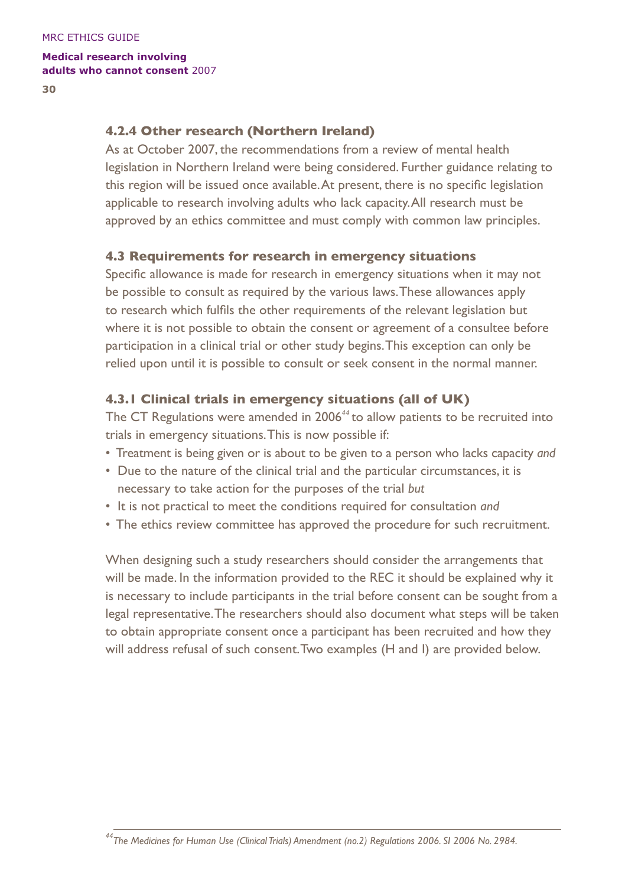#### 4.2.4 Other research (Northern Ireland)

As at October 2007, the recommendations from a review of mental health legislation in Northern Ireland were being considered. Further guidance relating to this region will be issued once available. At present, there is no specific legislation applicable to research involving adults who lack capacity. All research must be approved by an ethics committee and must comply with common law principles.

### 4.3 Requirements for research in emergency situations

Specific allowance is made for research in emergency situations when it may not be possible to consult as required by the various laws. These allowances apply to research which fulfils the other requirements of the relevant legislation but where it is not possible to obtain the consent or agreement of a consultee before participation in a clinical trial or other study begins. This exception can only be relied upon until it is possible to consult or seek consent in the normal manner.

#### 4.3.1 Clinical trials in emergency situations (all of UK)

The CT Regulations were amended in 2006[44] to allow patients to be recruited into trials in emergency situations. This is now possible if:

- Treatment is being given or is about to be given to a person who lacks capacity *and*
- Due to the nature of the clinical trial and the particular circumstances, it is necessary to take action for the purposes of the trial *but*
- It is not practical to meet the conditions required for consultation *and*
- The ethics review committee has approved the procedure for such recruitment.

When designing such a study researchers should consider the arrangements that will be made. In the information provided to the REC it should be explained why it is necessary to include participants in the trial before consent can be sought from a legal representative. The researchers should also document what steps will be taken to obtain appropriate consent once a participant has been recruited and how they will address refusal of such consent. Two examples (H and I) are provided below.

---

[44] *The Medicines for Human Use (Clinical Trials) Amendment (no.2) Regulations 2006. SI 2006 No. 2984.*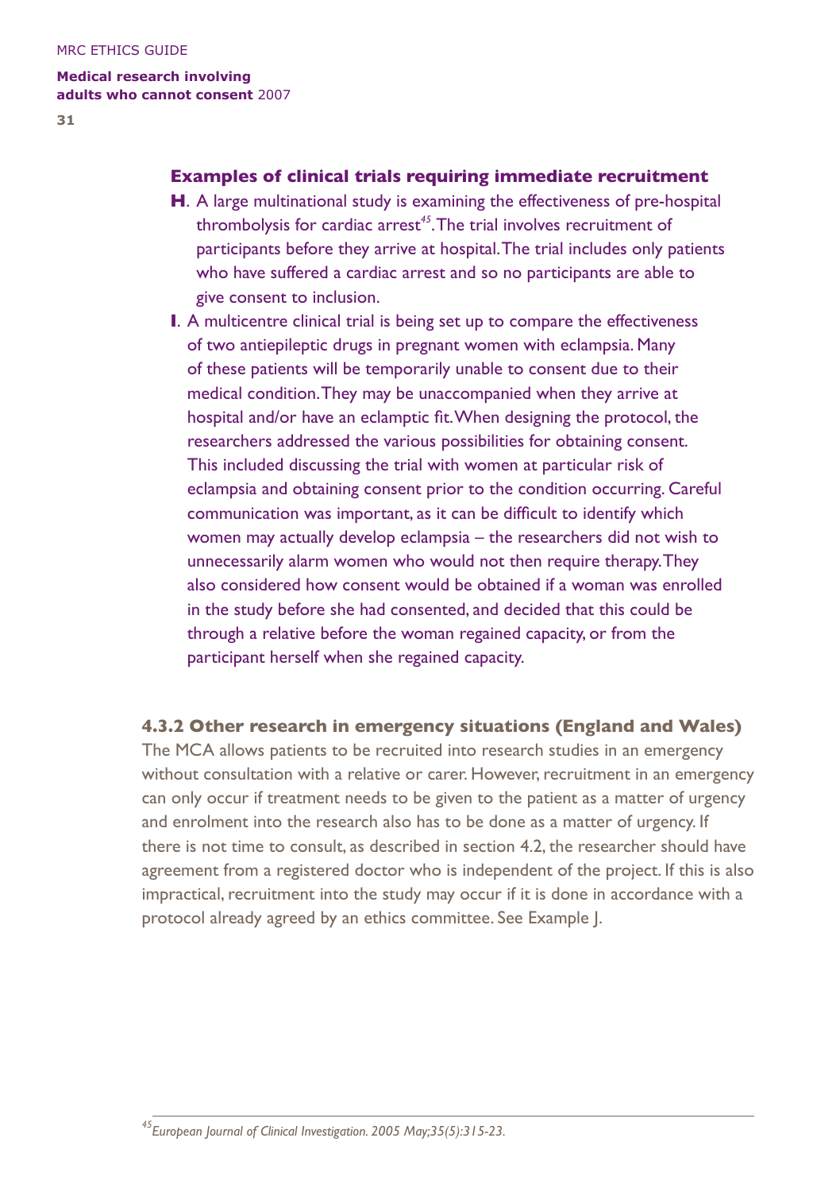### Examples of clinical trials requiring immediate recruitment

**H**. A large multinational study is examining the effectiveness of pre-hospital thrombolysis for cardiac arrest[45]. The trial involves recruitment of participants before they arrive at hospital. The trial includes only patients who have suffered a cardiac arrest and so no participants are able to give consent to inclusion.

**I**. A multicentre clinical trial is being set up to compare the effectiveness of two antiepileptic drugs in pregnant women with eclampsia. Many of these patients will be temporarily unable to consent due to their medical condition. They may be unaccompanied when they arrive at hospital and/or have an eclamptic fit. When designing the protocol, the researchers addressed the various possibilities for obtaining consent. This included discussing the trial with women at particular risk of eclampsia and obtaining consent prior to the condition occurring. Careful communication was important, as it can be difficult to identify which women may actually develop eclampsia – the researchers did not wish to unnecessarily alarm women who would not then require therapy. They also considered how consent would be obtained if a woman was enrolled in the study before she had consented, and decided that this could be through a relative before the woman regained capacity, or from the participant herself when she regained capacity.

### 4.3.2 Other research in emergency situations (England and Wales)

The MCA allows patients to be recruited into research studies in an emergency without consultation with a relative or carer. However, recruitment in an emergency can only occur if treatment needs to be given to the patient as a matter of urgency and enrolment into the research also has to be done as a matter of urgency. If there is not time to consult, as described in section 4.2, the researcher should have agreement from a registered doctor who is independent of the project. If this is also impractical, recruitment into the study may occur if it is done in accordance with a protocol already agreed by an ethics committee. See Example J.

---

[45] *European Journal of Clinical Investigation. 2005 May;35(5):315-23.*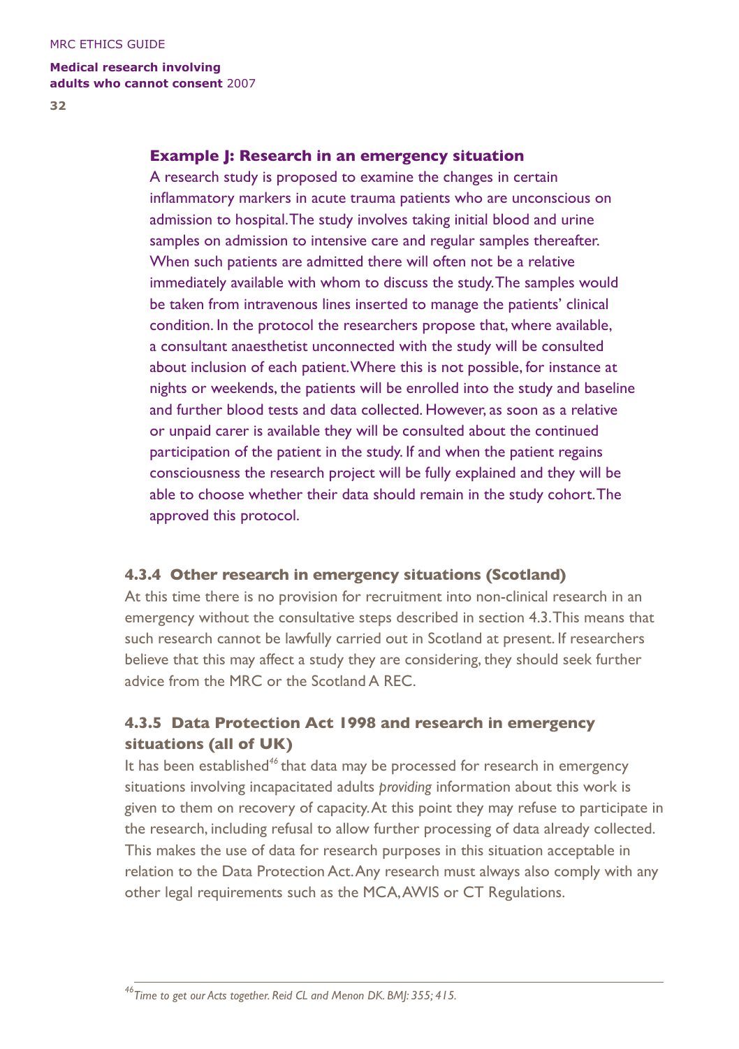**Example J: Research in an emergency situation**

A research study is proposed to examine the changes in certain inflammatory markers in acute trauma patients who are unconscious on admission to hospital. The study involves taking initial blood and urine samples on admission to intensive care and regular samples thereafter. When such patients are admitted there will often not be a relative immediately available with whom to discuss the study. The samples would be taken from intravenous lines inserted to manage the patients' clinical condition. In the protocol the researchers propose that, where available, a consultant anaesthetist unconnected with the study will be consulted about inclusion of each patient. Where this is not possible, for instance at nights or weekends, the patients will be enrolled into the study and baseline and further blood tests and data collected. However, as soon as a relative or unpaid carer is available they will be consulted about the continued participation of the patient in the study. If and when the patient regains consciousness the research project will be fully explained and they will be able to choose whether their data should remain in the study cohort. The approved this protocol.

### 4.3.4 Other research in emergency situations (Scotland)

At this time there is no provision for recruitment into non-clinical research in an emergency without the consultative steps described in section 4.3. This means that such research cannot be lawfully carried out in Scotland at present. If researchers believe that this may affect a study they are considering, they should seek further advice from the MRC or the Scotland A REC.

### 4.3.5 Data Protection Act 1998 and research in emergency situations (all of UK)

It has been established[46] that data may be processed for research in emergency situations involving incapacitated adults *providing* information about this work is given to them on recovery of capacity. At this point they may refuse to participate in the research, including refusal to allow further processing of data already collected. This makes the use of data for research purposes in this situation acceptable in relation to the Data Protection Act. Any research must always also comply with any other legal requirements such as the MCA, AWIS or CT Regulations.

---

[46] *Time to get our Acts together. Reid CL and Menon DK. BMJ: 355; 415.*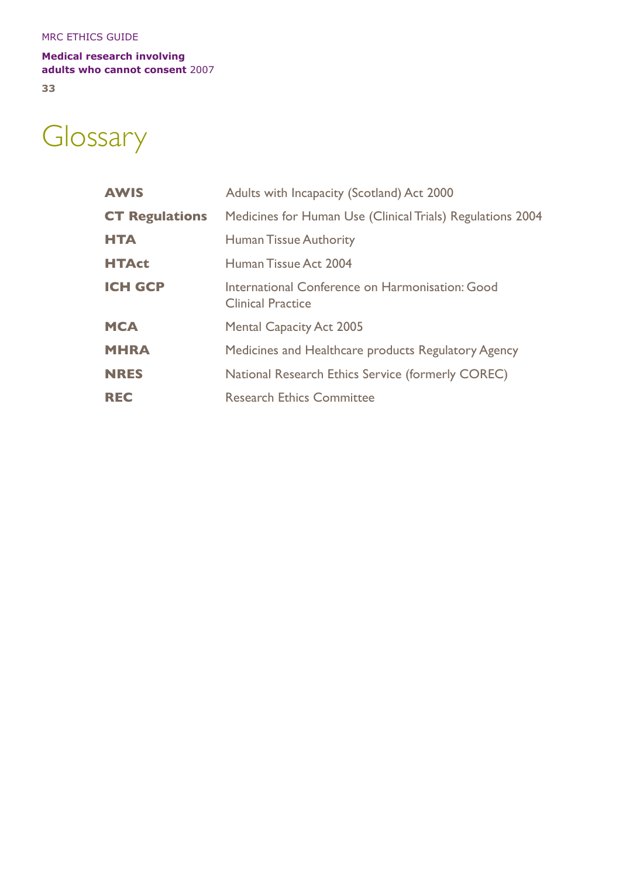# Glossary

| | |
|---|---|
| **AWIS** | Adults with Incapacity (Scotland) Act 2000 |
| **CT Regulations** | Medicines for Human Use (Clinical Trials) Regulations 2004 |
| **HTA** | Human Tissue Authority |
| **HTAct** | Human Tissue Act 2004 |
| **ICH GCP** | International Conference on Harmonisation: Good Clinical Practice |
| **MCA** | Mental Capacity Act 2005 |
| **MHRA** | Medicines and Healthcare products Regulatory Agency |
| **NRES** | National Research Ethics Service (formerly COREC) |
| **REC** | Research Ethics Committee |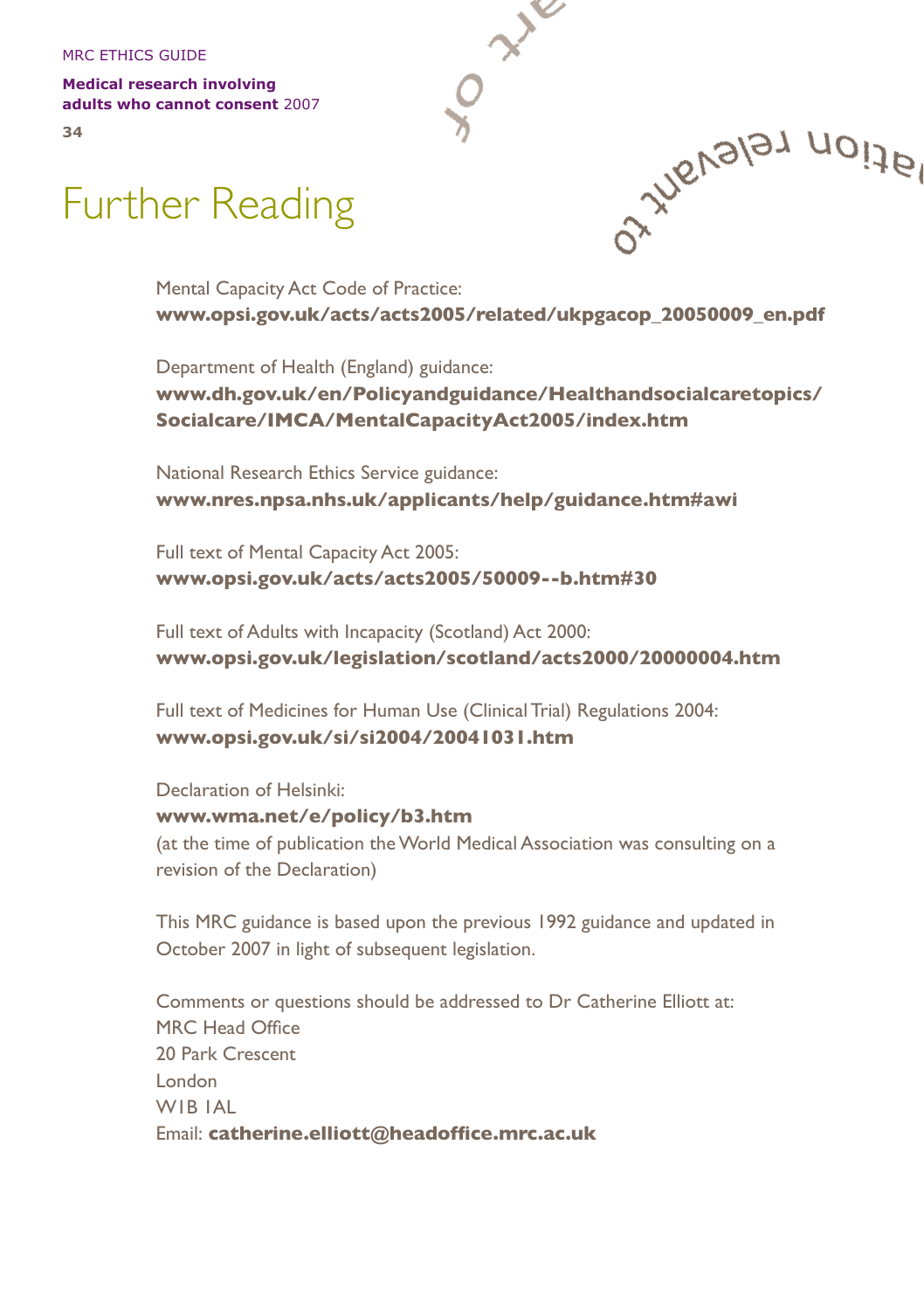# Further Reading

Mental Capacity Act Code of Practice:
**www.opsi.gov.uk/acts/acts2005/related/ukpgacop_20050009_en.pdf**

Department of Health (England) guidance:
**www.dh.gov.uk/en/Policyandguidance/Healthandsocialcaretopics/Socialcare/IMCA/MentalCapacityAct2005/index.htm**

National Research Ethics Service guidance:
**www.nres.npsa.nhs.uk/applicants/help/guidance.htm#awi**

Full text of Mental Capacity Act 2005:
**www.opsi.gov.uk/acts/acts2005/50009--b.htm#30**

Full text of Adults with Incapacity (Scotland) Act 2000:
**www.opsi.gov.uk/legislation/scotland/acts2000/20000004.htm**

Full text of Medicines for Human Use (Clinical Trial) Regulations 2004:
**www.opsi.gov.uk/si/si2004/20041031.htm**

Declaration of Helsinki:
**www.wma.net/e/policy/b3.htm**
(at the time of publication the World Medical Association was consulting on a revision of the Declaration)

This MRC guidance is based upon the previous 1992 guidance and updated in October 2007 in light of subsequent legislation.

Comments or questions should be addressed to Dr Catherine Elliott at:
MRC Head Office
20 Park Crescent
London
W1B 1AL
Email: **catherine.elliott@headoffice.mrc.ac.uk**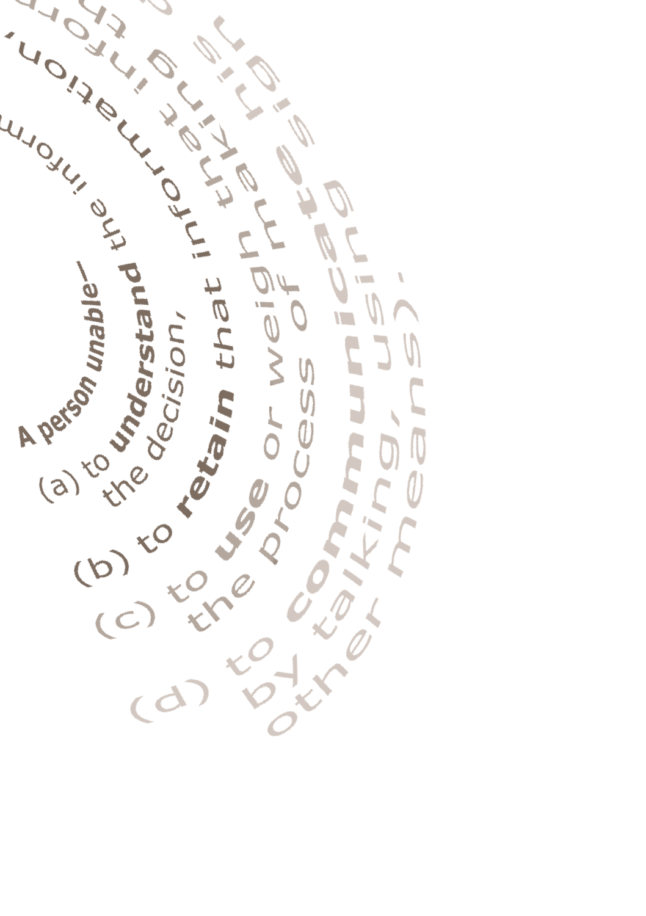A person *unable*—

(a) to **understand** the inform

the decision,

(b) to **retain** that information,

(c) to **use** or weigh th

the process of making the

(d) to **communicate**

by talking, using

other means).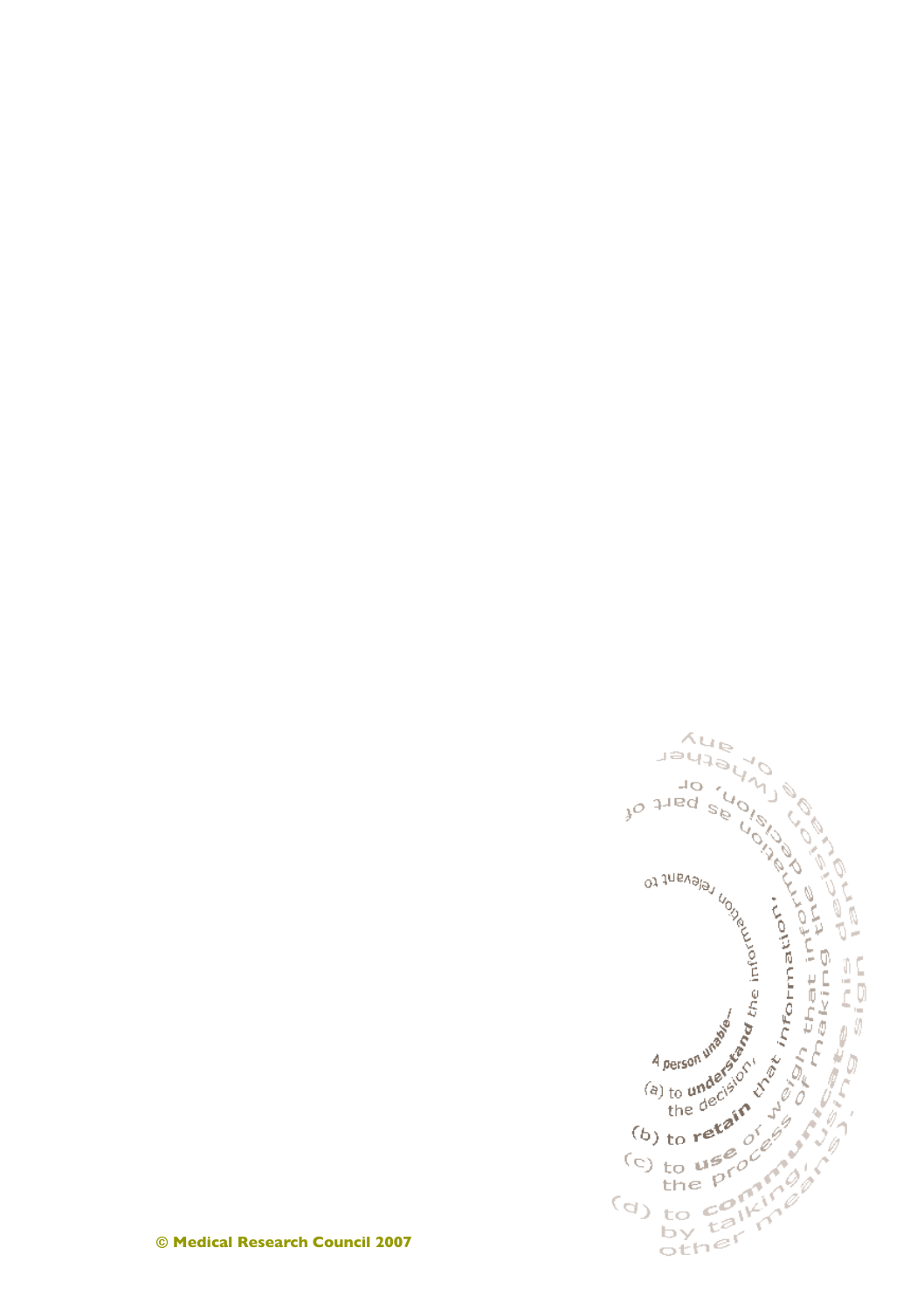**© Medical Research Council 2007**